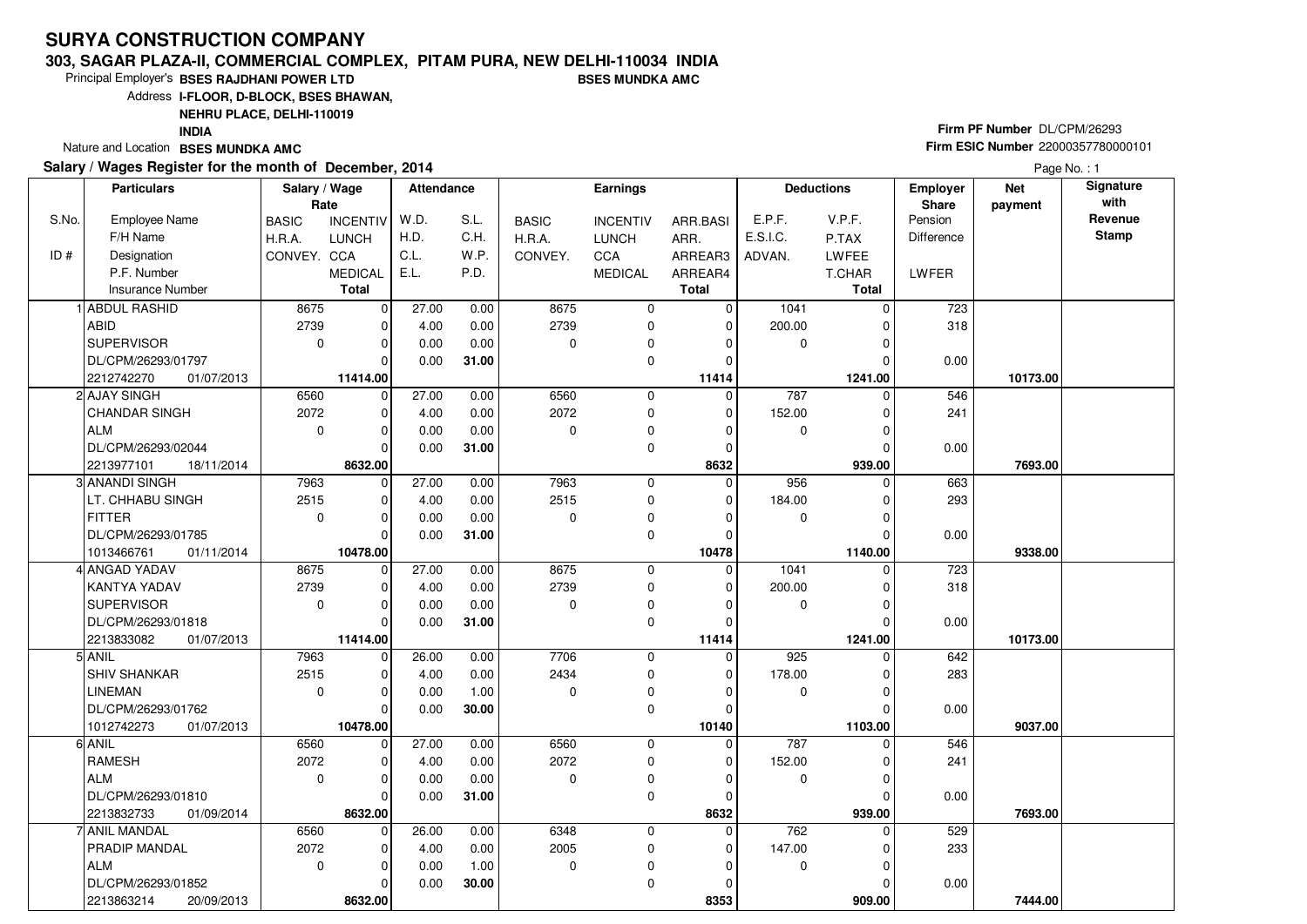# SURYA CONSTRUCTION COMPANY

**303, SAGAR PLAZA-II, COMMERCIAL COMPLEX, PITAM PURA, NEW DELHI-110034 INDIA**

Principal Employer's **BSES RAJDHANI POWER LTD** **BSES MUNDKA AMC**

Address **I-FLOOR, D-BLOCK, BSES BHAWAN, NEHRU PLACE, DELHI-110019 INDIA**

Nature and Location **BSES MUNDKA AMC**

**Firm PF Number** DL/CPM/26293

**Firm ESIC Number** 22000357780000101

**Salary / Wages Register for the month of December, 2014**

| S.No. / ID # | Employee Name / F/H Name / Designation / P.F. Number / Insurance Number | Salary / Wage Rate: BASIC / H.R.A. / CONVEY. | INCENTIV / LUNCH / CCA / MEDICAL / Total | Attendance: W.D. / H.D. / C.L. / E.L. | S.L. / C.H. / W.P. / P.D. | Earnings: BASIC / H.R.A. / CONVEY. | INCENTIV / LUNCH / CCA / MEDICAL | ARR.BASI / ARR. / ARREAR3 / ARREAR4 / Total | Deductions: E.P.F. / E.S.I.C. / ADVAN. | V.P.F. / P.TAX / LWFEE / T.CHAR / Total | Employer Share: Pension / Difference / LWFER | Net payment | Signature with Revenue Stamp |
|---|---|---|---|---|---|---|---|---|---|---|---|---|---|
| 1 | ABDUL RASHID | 8675 | 0 | 27.00 | 0.00 | 8675 | 0 | 0 | 1041 | 0 | 723 | | |
| | ABID | 2739 | 0 | 4.00 | 0.00 | 2739 | 0 | 0 | 200.00 | 0 | 318 | | |
| | SUPERVISOR | 0 | 0 | 0.00 | 0.00 | 0 | 0 | 0 | 0 | 0 | | | |
| | DL/CPM/26293/01797 | | 0 | 0.00 | 31.00 | | 0 | 0 | | 0 | 0.00 | | |
| | 2212742270 01/07/2013 | | 11414.00 | | | | | 11414 | | 1241.00 | | 10173.00 | |
| 2 | AJAY SINGH | 6560 | 0 | 27.00 | 0.00 | 6560 | 0 | 0 | 787 | 0 | 546 | | |
| | CHANDAR SINGH | 2072 | 0 | 4.00 | 0.00 | 2072 | 0 | 0 | 152.00 | 0 | 241 | | |
| | ALM | 0 | 0 | 0.00 | 0.00 | 0 | 0 | 0 | 0 | 0 | | | |
| | DL/CPM/26293/02044 | | 0 | 0.00 | 31.00 | | 0 | 0 | | 0 | 0.00 | | |
| | 2213977101 18/11/2014 | | 8632.00 | | | | | 8632 | | 939.00 | | 7693.00 | |
| 3 | ANANDI SINGH | 7963 | 0 | 27.00 | 0.00 | 7963 | 0 | 0 | 956 | 0 | 663 | | |
| | LT. CHHABU SINGH | 2515 | 0 | 4.00 | 0.00 | 2515 | 0 | 0 | 184.00 | 0 | 293 | | |
| | FITTER | 0 | 0 | 0.00 | 0.00 | 0 | 0 | 0 | 0 | 0 | | | |
| | DL/CPM/26293/01785 | | 0 | 0.00 | 31.00 | | 0 | 0 | | 0 | 0.00 | | |
| | 1013466761 01/11/2014 | | 10478.00 | | | | | 10478 | | 1140.00 | | 9338.00 | |
| 4 | ANGAD YADAV | 8675 | 0 | 27.00 | 0.00 | 8675 | 0 | 0 | 1041 | 0 | 723 | | |
| | KANTYA YADAV | 2739 | 0 | 4.00 | 0.00 | 2739 | 0 | 0 | 200.00 | 0 | 318 | | |
| | SUPERVISOR | 0 | 0 | 0.00 | 0.00 | 0 | 0 | 0 | 0 | 0 | | | |
| | DL/CPM/26293/01818 | | 0 | 0.00 | 31.00 | | 0 | 0 | | 0 | 0.00 | | |
| | 2213833082 01/07/2013 | | 11414.00 | | | | | 11414 | | 1241.00 | | 10173.00 | |
| 5 | ANIL | 7963 | 0 | 26.00 | 0.00 | 7706 | 0 | 0 | 925 | 0 | 642 | | |
| | SHIV SHANKAR | 2515 | 0 | 4.00 | 0.00 | 2434 | 0 | 0 | 178.00 | 0 | 283 | | |
| | LINEMAN | 0 | 0 | 0.00 | 1.00 | 0 | 0 | 0 | 0 | 0 | | | |
| | DL/CPM/26293/01762 | | 0 | 0.00 | 30.00 | | 0 | 0 | | 0 | 0.00 | | |
| | 1012742273 01/07/2013 | | 10478.00 | | | | | 10140 | | 1103.00 | | 9037.00 | |
| 6 | ANIL | 6560 | 0 | 27.00 | 0.00 | 6560 | 0 | 0 | 787 | 0 | 546 | | |
| | RAMESH | 2072 | 0 | 4.00 | 0.00 | 2072 | 0 | 0 | 152.00 | 0 | 241 | | |
| | ALM | 0 | 0 | 0.00 | 0.00 | 0 | 0 | 0 | 0 | 0 | | | |
| | DL/CPM/26293/01810 | | 0 | 0.00 | 31.00 | | 0 | 0 | | 0 | 0.00 | | |
| | 2213832733 01/09/2014 | | 8632.00 | | | | | 8632 | | 939.00 | | 7693.00 | |
| 7 | ANIL MANDAL | 6560 | 0 | 26.00 | 0.00 | 6348 | 0 | 0 | 762 | 0 | 529 | | |
| | PRADIP MANDAL | 2072 | 0 | 4.00 | 0.00 | 2005 | 0 | 0 | 147.00 | 0 | 233 | | |
| | ALM | 0 | 0 | 0.00 | 1.00 | 0 | 0 | 0 | 0 | 0 | | | |
| | DL/CPM/26293/01852 | | 0 | 0.00 | 30.00 | | 0 | 0 | | 0 | 0.00 | | |
| | 2213863214 20/09/2013 | | 8632.00 | | | | | 8353 | | 909.00 | | 7444.00 | |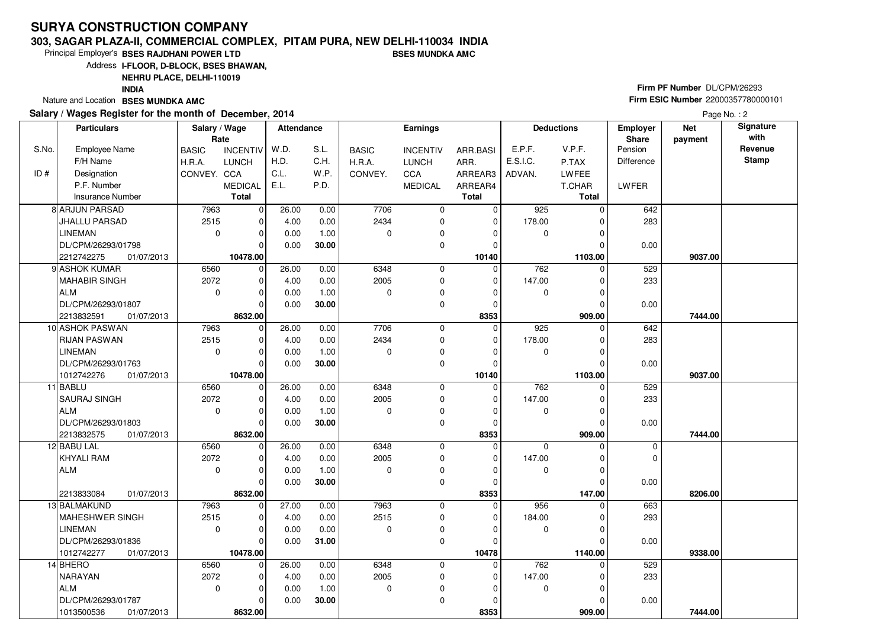# SURYA CONSTRUCTION COMPANY

**303, SAGAR PLAZA-II, COMMERCIAL COMPLEX, PITAM PURA, NEW DELHI-110034 INDIA**

Principal Employer's **BSES RAJDHANI POWER LTD** **BSES MUNDKA AMC**

Address **I-FLOOR, D-BLOCK, BSES BHAWAN, NEHRU PLACE, DELHI-110019 INDIA**

Nature and Location **BSES MUNDKA AMC**

**Firm PF Number** DL/CPM/26293

**Firm ESIC Number** 22000357780000101

**Salary / Wages Register for the month of December, 2014**

| S.No. / ID # | Particulars: Employee Name / F/H Name / Designation / P.F. Number / Insurance Number | Salary / Wage Rate: BASIC / H.R.A. / CONVEY. | INCENTIV / LUNCH / CCA / MEDICAL / Total | Attendance: W.D. / H.D. / C.L. / E.L. | S.L. / C.H. / W.P. / P.D. | Earnings: BASIC / H.R.A. / CONVEY. | INCENTIV / LUNCH / CCA / MEDICAL | ARR.BASI / ARR. / ARREAR3 / ARREAR4 / Total | Deductions: E.P.F. / E.S.I.C. / ADVAN. | V.P.F. / P.TAX / LWFEE / T.CHAR / Total | Employer Share: Pension / Difference / LWFER | Net payment | Signature with Revenue Stamp |
|---|---|---|---|---|---|---|---|---|---|---|---|---|---|
| 8 | ARJUN PARSAD / JHALLU PARSAD / LINEMAN / DL/CPM/26293/01798 / 2212742275 01/07/2013 | 7963 / 2515 / 0 | 0 / 0 / 0 / 0 / **10478.00** | 26.00 / 4.00 / 0.00 / 0.00 | 0.00 / 0.00 / 1.00 / **30.00** | 7706 / 2434 / 0 | 0 / 0 / 0 / 0 | 0 / 0 / 0 / 0 / **10140** | 925 / 178.00 / 0 | 0 / 0 / 0 / 0 / **1103.00** | 642 / 283 / 0.00 | **9037.00** | |
| 9 | ASHOK KUMAR / MAHABIR SINGH / ALM / DL/CPM/26293/01807 / 2213832591 01/07/2013 | 6560 / 2072 / 0 | 0 / 0 / 0 / 0 / **8632.00** | 26.00 / 4.00 / 0.00 / 0.00 | 0.00 / 0.00 / 1.00 / **30.00** | 6348 / 2005 / 0 | 0 / 0 / 0 / 0 | 0 / 0 / 0 / 0 / **8353** | 762 / 147.00 / 0 | 0 / 0 / 0 / 0 / **909.00** | 529 / 233 / 0.00 | **7444.00** | |
| 10 | ASHOK PASWAN / RIJAN PASWAN / LINEMAN / DL/CPM/26293/01763 / 1012742276 01/07/2013 | 7963 / 2515 / 0 | 0 / 0 / 0 / 0 / **10478.00** | 26.00 / 4.00 / 0.00 / 0.00 | 0.00 / 0.00 / 1.00 / **30.00** | 7706 / 2434 / 0 | 0 / 0 / 0 / 0 | 0 / 0 / 0 / 0 / **10140** | 925 / 178.00 / 0 | 0 / 0 / 0 / 0 / **1103.00** | 642 / 283 / 0.00 | **9037.00** | |
| 11 | BABLU / SAURAJ SINGH / ALM / DL/CPM/26293/01803 / 2213832575 01/07/2013 | 6560 / 2072 / 0 | 0 / 0 / 0 / 0 / **8632.00** | 26.00 / 4.00 / 0.00 / 0.00 | 0.00 / 0.00 / 1.00 / **30.00** | 6348 / 2005 / 0 | 0 / 0 / 0 / 0 | 0 / 0 / 0 / 0 / **8353** | 762 / 147.00 / 0 | 0 / 0 / 0 / 0 / **909.00** | 529 / 233 / 0.00 | **7444.00** | |
| 12 | BABU LAL / KHYALI RAM / ALM / / 2213833084 01/07/2013 | 6560 / 2072 / 0 | 0 / 0 / 0 / 0 / **8632.00** | 26.00 / 4.00 / 0.00 / 0.00 | 0.00 / 0.00 / 1.00 / **30.00** | 6348 / 2005 / 0 | 0 / 0 / 0 / 0 | 0 / 0 / 0 / 0 / **8353** | 0 / 147.00 / 0 | 0 / 0 / 0 / 0 / **147.00** | 0 / 0 / 0.00 | **8206.00** | |
| 13 | BALMAKUND / MAHESHWER SINGH / LINEMAN / DL/CPM/26293/01836 / 1012742277 01/07/2013 | 7963 / 2515 / 0 | 0 / 0 / 0 / 0 / **10478.00** | 27.00 / 4.00 / 0.00 / 0.00 | 0.00 / 0.00 / 0.00 / **31.00** | 7963 / 2515 / 0 | 0 / 0 / 0 / 0 | 0 / 0 / 0 / 0 / **10478** | 956 / 184.00 / 0 | 0 / 0 / 0 / 0 / **1140.00** | 663 / 293 / 0.00 | **9338.00** | |
| 14 | BHERO / NARAYAN / ALM / DL/CPM/26293/01787 / 1013500536 01/07/2013 | 6560 / 2072 / 0 | 0 / 0 / 0 / 0 / **8632.00** | 26.00 / 4.00 / 0.00 / 0.00 | 0.00 / 0.00 / 1.00 / **30.00** | 6348 / 2005 / 0 | 0 / 0 / 0 / 0 | 0 / 0 / 0 / 0 / **8353** | 762 / 147.00 / 0 | 0 / 0 / 0 / 0 / **909.00** | 529 / 233 / 0.00 | **7444.00** | |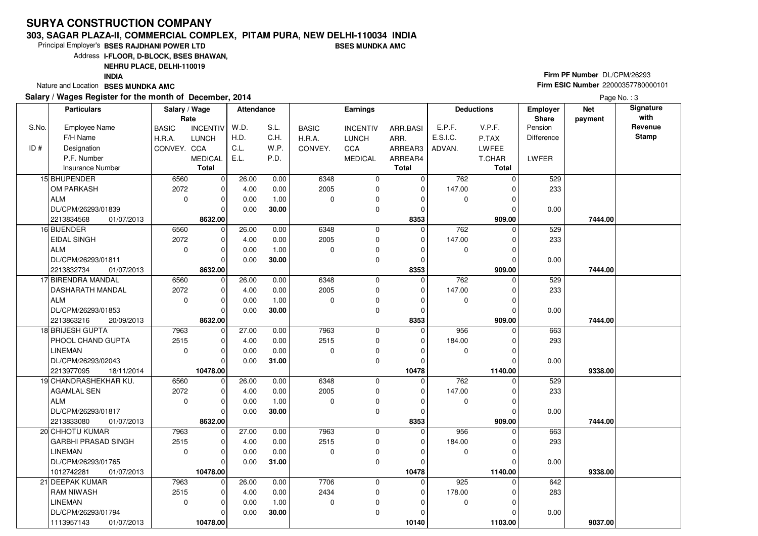# SURYA CONSTRUCTION COMPANY

**303, SAGAR PLAZA-II, COMMERCIAL COMPLEX, PITAM PURA, NEW DELHI-110034 INDIA**

Principal Employer's **BSES RAJDHANI POWER LTD** **BSES MUNDKA AMC**

Address **I-FLOOR, D-BLOCK, BSES BHAWAN, NEHRU PLACE, DELHI-110019 INDIA**

Nature and Location **BSES MUNDKA AMC**

**Firm PF Number** DL/CPM/26293

**Firm ESIC Number** 22000357780000101

**Salary / Wages Register for the month of December, 2014**

| S.No. / ID # | Particulars: Employee Name / F/H Name / Designation / P.F. Number / Insurance Number | Salary / Wage Rate: BASIC / H.R.A. / CONVEY. | Salary / Wage Rate: INCENTIV / LUNCH / CCA / MEDICAL / Total | Attendance: W.D. / H.D. / C.L. / E.L. | Attendance: S.L. / C.H. / W.P. / P.D. | Earnings: BASIC / H.R.A. / CONVEY. | Earnings: INCENTIV / LUNCH / CCA / MEDICAL | Earnings: ARR.BASI / ARR. / ARREAR3 / ARREAR4 / Total | Deductions: E.P.F. / E.S.I.C. / ADVAN. | Deductions: V.P.F. / P.TAX / LWFEE / T.CHAR / Total | Employer Share: Pension / Difference / LWFER | Net payment | Signature with Revenue Stamp |
|---|---|---|---|---|---|---|---|---|---|---|---|---|---|
| 15 | BHUPENDER / OM PARKASH / ALM / DL/CPM/26293/01839 / 2213834568 01/07/2013 | 6560 / 2072 / 0 | 0 / 0 / 0 / 0 / **8632.00** | 26.00 / 4.00 / 0.00 / 0.00 | 0.00 / 0.00 / 1.00 / **30.00** | 6348 / 2005 / 0 | 0 / 0 / 0 / 0 | 0 / 0 / 0 / 0 / **8353** | 762 / 147.00 / 0 | 0 / 0 / 0 / 0 / **909.00** | 529 / 233 / 0.00 | **7444.00** | |
| 16 | BIJENDER / EIDAL SINGH / ALM / DL/CPM/26293/01811 / 2213832734 01/07/2013 | 6560 / 2072 / 0 | 0 / 0 / 0 / 0 / **8632.00** | 26.00 / 4.00 / 0.00 / 0.00 | 0.00 / 0.00 / 1.00 / **30.00** | 6348 / 2005 / 0 | 0 / 0 / 0 / 0 | 0 / 0 / 0 / 0 / **8353** | 762 / 147.00 / 0 | 0 / 0 / 0 / 0 / **909.00** | 529 / 233 / 0.00 | **7444.00** | |
| 17 | BIRENDRA MANDAL / DASHARATH MANDAL / ALM / DL/CPM/26293/01853 / 2213863216 20/09/2013 | 6560 / 2072 / 0 | 0 / 0 / 0 / 0 / **8632.00** | 26.00 / 4.00 / 0.00 / 0.00 | 0.00 / 0.00 / 1.00 / **30.00** | 6348 / 2005 / 0 | 0 / 0 / 0 / 0 | 0 / 0 / 0 / 0 / **8353** | 762 / 147.00 / 0 | 0 / 0 / 0 / 0 / **909.00** | 529 / 233 / 0.00 | **7444.00** | |
| 18 | BRIJESH GUPTA / PHOOL CHAND GUPTA / LINEMAN / DL/CPM/26293/02043 / 2213977095 18/11/2014 | 7963 / 2515 / 0 | 0 / 0 / 0 / 0 / **10478.00** | 27.00 / 4.00 / 0.00 / 0.00 | 0.00 / 0.00 / 0.00 / **31.00** | 7963 / 2515 / 0 | 0 / 0 / 0 / 0 | 0 / 0 / 0 / 0 / **10478** | 956 / 184.00 / 0 | 0 / 0 / 0 / 0 / **1140.00** | 663 / 293 / 0.00 | **9338.00** | |
| 19 | CHANDRASHEKHAR KU. / AGAMLAL SEN / ALM / DL/CPM/26293/01817 / 2213833080 01/07/2013 | 6560 / 2072 / 0 | 0 / 0 / 0 / 0 / **8632.00** | 26.00 / 4.00 / 0.00 / 0.00 | 0.00 / 0.00 / 1.00 / **30.00** | 6348 / 2005 / 0 | 0 / 0 / 0 / 0 | 0 / 0 / 0 / 0 / **8353** | 762 / 147.00 / 0 | 0 / 0 / 0 / 0 / **909.00** | 529 / 233 / 0.00 | **7444.00** | |
| 20 | CHHOTU KUMAR / GARBHI PRASAD SINGH / LINEMAN / DL/CPM/26293/01765 / 1012742281 01/07/2013 | 7963 / 2515 / 0 | 0 / 0 / 0 / 0 / **10478.00** | 27.00 / 4.00 / 0.00 / 0.00 | 0.00 / 0.00 / 0.00 / **31.00** | 7963 / 2515 / 0 | 0 / 0 / 0 / 0 | 0 / 0 / 0 / 0 / **10478** | 956 / 184.00 / 0 | 0 / 0 / 0 / 0 / **1140.00** | 663 / 293 / 0.00 | **9338.00** | |
| 21 | DEEPAK KUMAR / RAM NIWASH / LINEMAN / DL/CPM/26293/01794 / 1113957143 01/07/2013 | 7963 / 2515 / 0 | 0 / 0 / 0 / 0 / **10478.00** | 26.00 / 4.00 / 0.00 / 0.00 | 0.00 / 0.00 / 1.00 / **30.00** | 7706 / 2434 / 0 | 0 / 0 / 0 / 0 | 0 / 0 / 0 / 0 / **10140** | 925 / 178.00 / 0 | 0 / 0 / 0 / 0 / **1103.00** | 642 / 283 / 0.00 | **9037.00** | |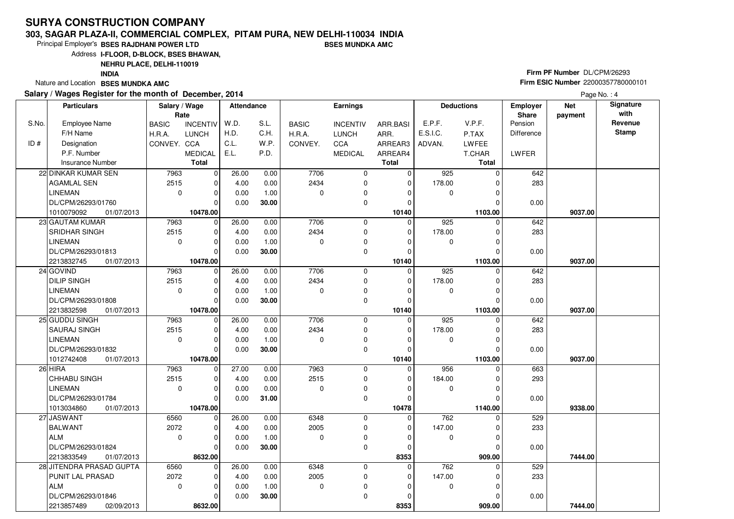# SURYA CONSTRUCTION COMPANY

**303, SAGAR PLAZA-II, COMMERCIAL COMPLEX, PITAM PURA, NEW DELHI-110034 INDIA**

Principal Employer's **BSES RAJDHANI POWER LTD** **BSES MUNDKA AMC**

Address **I-FLOOR, D-BLOCK, BSES BHAWAN, NEHRU PLACE, DELHI-110019 INDIA**

Nature and Location **BSES MUNDKA AMC**

**Firm PF Number** DL/CPM/26293

**Firm ESIC Number** 22000357780000101

**Salary / Wages Register for the month of December, 2014**

Page No. : 4

| S.No. / ID # | Particulars: Employee Name / F/H Name / Designation / P.F. Number / Insurance Number | Salary / Wage Rate: BASIC / H.R.A. / CONVEY. | Salary / Wage Rate: INCENTIV / LUNCH / CCA / MEDICAL / Total | Attendance: W.D. / H.D. / C.L. / E.L. | Attendance: S.L. / C.H. / W.P. / P.D. | Earnings: BASIC / H.R.A. / CONVEY. | Earnings: INCENTIV / LUNCH / CCA / MEDICAL | Earnings: ARR.BASI / ARR. / ARREAR3 / ARREAR4 / Total | Deductions: E.P.F. / E.S.I.C. / ADVAN. | Deductions: V.P.F. / P.TAX / LWFEE / T.CHAR / Total | Employer Share: Pension / Difference / LWFER | Net payment | Signature with Revenue Stamp |
|---|---|---|---|---|---|---|---|---|---|---|---|---|---|
| 22 | DINKAR KUMAR SEN<br>AGAMLAL SEN<br>LINEMAN<br>DL/CPM/26293/01760<br>1010079092 01/07/2013 | 7963<br>2515<br>0 | 0<br>0<br>0<br>0<br>**10478.00** | 26.00<br>4.00<br>0.00<br>0.00 | 0.00<br>0.00<br>1.00<br>**30.00** | 7706<br>2434<br>0 | 0<br>0<br>0<br>0 | 0<br>0<br>0<br>0<br>**10140** | 925<br>178.00<br>0 | 0<br>0<br>0<br>0<br>**1103.00** | 642<br>283<br><br>0.00 | **9037.00** | |
| 23 | GAUTAM KUMAR<br>SRIDHAR SINGH<br>LINEMAN<br>DL/CPM/26293/01813<br>2213832745 01/07/2013 | 7963<br>2515<br>0 | 0<br>0<br>0<br>0<br>**10478.00** | 26.00<br>4.00<br>0.00<br>0.00 | 0.00<br>0.00<br>1.00<br>**30.00** | 7706<br>2434<br>0 | 0<br>0<br>0<br>0 | 0<br>0<br>0<br>0<br>**10140** | 925<br>178.00<br>0 | 0<br>0<br>0<br>0<br>**1103.00** | 642<br>283<br><br>0.00 | **9037.00** | |
| 24 | GOVIND<br>DILIP SINGH<br>LINEMAN<br>DL/CPM/26293/01808<br>2213832598 01/07/2013 | 7963<br>2515<br>0 | 0<br>0<br>0<br>0<br>**10478.00** | 26.00<br>4.00<br>0.00<br>0.00 | 0.00<br>0.00<br>1.00<br>**30.00** | 7706<br>2434<br>0 | 0<br>0<br>0<br>0 | 0<br>0<br>0<br>0<br>**10140** | 925<br>178.00<br>0 | 0<br>0<br>0<br>0<br>**1103.00** | 642<br>283<br><br>0.00 | **9037.00** | |
| 25 | GUDDU SINGH<br>SAURAJ SINGH<br>LINEMAN<br>DL/CPM/26293/01832<br>1012742408 01/07/2013 | 7963<br>2515<br>0 | 0<br>0<br>0<br>0<br>**10478.00** | 26.00<br>4.00<br>0.00<br>0.00 | 0.00<br>0.00<br>1.00<br>**30.00** | 7706<br>2434<br>0 | 0<br>0<br>0<br>0 | 0<br>0<br>0<br>0<br>**10140** | 925<br>178.00<br>0 | 0<br>0<br>0<br>0<br>**1103.00** | 642<br>283<br><br>0.00 | **9037.00** | |
| 26 | HIRA<br>CHHABU SINGH<br>LINEMAN<br>DL/CPM/26293/01784<br>1013034860 01/07/2013 | 7963<br>2515<br>0 | 0<br>0<br>0<br>0<br>**10478.00** | 27.00<br>4.00<br>0.00<br>0.00 | 0.00<br>0.00<br>0.00<br>**31.00** | 7963<br>2515<br>0 | 0<br>0<br>0<br>0 | 0<br>0<br>0<br>0<br>**10478** | 956<br>184.00<br>0 | 0<br>0<br>0<br>0<br>**1140.00** | 663<br>293<br><br>0.00 | **9338.00** | |
| 27 | JASWANT<br>BALWANT<br>ALM<br>DL/CPM/26293/01824<br>2213833549 01/07/2013 | 6560<br>2072<br>0 | 0<br>0<br>0<br>0<br>**8632.00** | 26.00<br>4.00<br>0.00<br>0.00 | 0.00<br>0.00<br>1.00<br>**30.00** | 6348<br>2005<br>0 | 0<br>0<br>0<br>0 | 0<br>0<br>0<br>0<br>**8353** | 762<br>147.00<br>0 | 0<br>0<br>0<br>0<br>**909.00** | 529<br>233<br><br>0.00 | **7444.00** | |
| 28 | JITENDRA PRASAD GUPTA<br>PUNIT LAL PRASAD<br>ALM<br>DL/CPM/26293/01846<br>2213857489 02/09/2013 | 6560<br>2072<br>0 | 0<br>0<br>0<br>0<br>**8632.00** | 26.00<br>4.00<br>0.00<br>0.00 | 0.00<br>0.00<br>1.00<br>**30.00** | 6348<br>2005<br>0 | 0<br>0<br>0<br>0 | 0<br>0<br>0<br>0<br>**8353** | 762<br>147.00<br>0 | 0<br>0<br>0<br>0<br>**909.00** | 529<br>233<br><br>0.00 | **7444.00** | |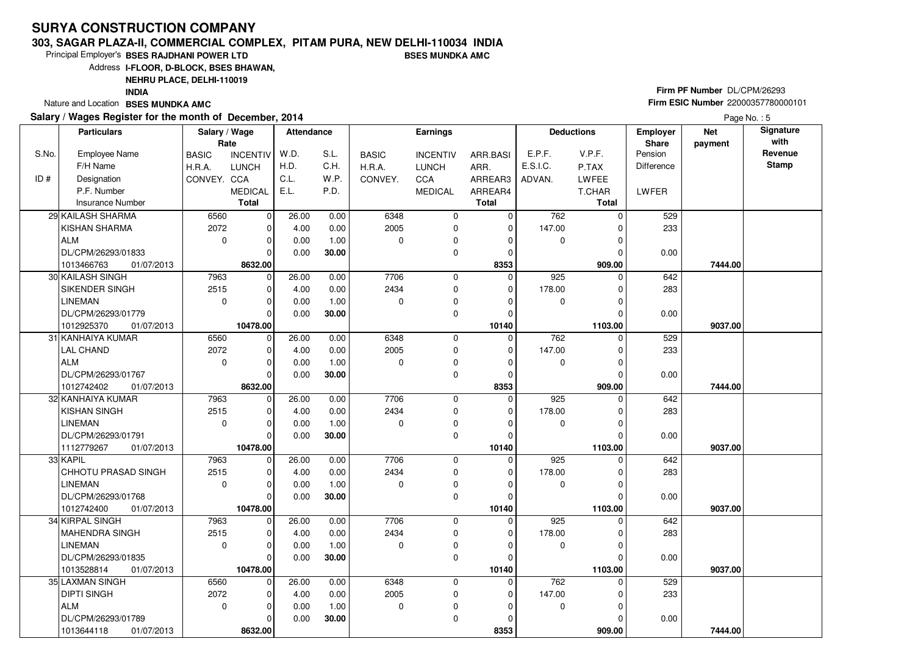# SURYA CONSTRUCTION COMPANY

**303, SAGAR PLAZA-II, COMMERCIAL COMPLEX, PITAM PURA, NEW DELHI-110034 INDIA**

Principal Employer's **BSES RAJDHANI POWER LTD** **BSES MUNDKA AMC**

Address **I-FLOOR, D-BLOCK, BSES BHAWAN, NEHRU PLACE, DELHI-110019 INDIA**

Nature and Location **BSES MUNDKA AMC**

**Firm PF Number** DL/CPM/26293

**Firm ESIC Number** 22000357780000101

**Salary / Wages Register for the month of December, 2014**

| S.No. / ID # | Particulars: Employee Name / F/H Name / Designation / P.F. Number / Insurance Number | Salary / Wage Rate: BASIC / H.R.A. / CONVEY. | INCENTIV / LUNCH / CCA / MEDICAL / Total | Attendance: W.D. / H.D. / C.L. / E.L. | S.L. / C.H. / W.P. / P.D. | Earnings: BASIC / H.R.A. / CONVEY. | INCENTIV / LUNCH / CCA / MEDICAL | ARR.BASI / ARR. / ARREAR3 / ARREAR4 / Total | Deductions: E.P.F. / E.S.I.C. / ADVAN. | V.P.F. / P.TAX / LWFEE / T.CHAR / Total | Employer Share: Pension / Difference / LWFER | Net payment | Signature with Revenue Stamp |
|---|---|---|---|---|---|---|---|---|---|---|---|---|---|
| 29 | KAILASH SHARMA | 6560 | 0 | 26.00 | 0.00 | 6348 | 0 | 0 | 762 | 0 | 529 | | |
| | KISHAN SHARMA | 2072 | 0 | 4.00 | 0.00 | 2005 | 0 | 0 | 147.00 | 0 | 233 | | |
| | ALM | 0 | 0 | 0.00 | 1.00 | 0 | 0 | 0 | 0 | 0 | | | |
| | DL/CPM/26293/01833 | | 0 | 0.00 | **30.00** | | 0 | 0 | | 0 | 0.00 | | |
| | 1013466763 01/07/2013 | | **8632.00** | | | | | **8353** | | **909.00** | | **7444.00** | |
| 30 | KAILASH SINGH | 7963 | 0 | 26.00 | 0.00 | 7706 | 0 | 0 | 925 | 0 | 642 | | |
| | SIKENDER SINGH | 2515 | 0 | 4.00 | 0.00 | 2434 | 0 | 0 | 178.00 | 0 | 283 | | |
| | LINEMAN | 0 | 0 | 0.00 | 1.00 | 0 | 0 | 0 | 0 | 0 | | | |
| | DL/CPM/26293/01779 | | 0 | 0.00 | **30.00** | | 0 | 0 | | 0 | 0.00 | | |
| | 1012925370 01/07/2013 | | **10478.00** | | | | | **10140** | | **1103.00** | | **9037.00** | |
| 31 | KANHAIYA KUMAR | 6560 | 0 | 26.00 | 0.00 | 6348 | 0 | 0 | 762 | 0 | 529 | | |
| | LAL CHAND | 2072 | 0 | 4.00 | 0.00 | 2005 | 0 | 0 | 147.00 | 0 | 233 | | |
| | ALM | 0 | 0 | 0.00 | 1.00 | 0 | 0 | 0 | 0 | 0 | | | |
| | DL/CPM/26293/01767 | | 0 | 0.00 | **30.00** | | 0 | 0 | | 0 | 0.00 | | |
| | 1012742402 01/07/2013 | | **8632.00** | | | | | **8353** | | **909.00** | | **7444.00** | |
| 32 | KANHAIYA KUMAR | 7963 | 0 | 26.00 | 0.00 | 7706 | 0 | 0 | 925 | 0 | 642 | | |
| | KISHAN SINGH | 2515 | 0 | 4.00 | 0.00 | 2434 | 0 | 0 | 178.00 | 0 | 283 | | |
| | LINEMAN | 0 | 0 | 0.00 | 1.00 | 0 | 0 | 0 | 0 | 0 | | | |
| | DL/CPM/26293/01791 | | 0 | 0.00 | **30.00** | | 0 | 0 | | 0 | 0.00 | | |
| | 1112779267 01/07/2013 | | **10478.00** | | | | | **10140** | | **1103.00** | | **9037.00** | |
| 33 | KAPIL | 7963 | 0 | 26.00 | 0.00 | 7706 | 0 | 0 | 925 | 0 | 642 | | |
| | CHHOTU PRASAD SINGH | 2515 | 0 | 4.00 | 0.00 | 2434 | 0 | 0 | 178.00 | 0 | 283 | | |
| | LINEMAN | 0 | 0 | 0.00 | 1.00 | 0 | 0 | 0 | 0 | 0 | | | |
| | DL/CPM/26293/01768 | | 0 | 0.00 | **30.00** | | 0 | 0 | | 0 | 0.00 | | |
| | 1012742400 01/07/2013 | | **10478.00** | | | | | **10140** | | **1103.00** | | **9037.00** | |
| 34 | KIRPAL SINGH | 7963 | 0 | 26.00 | 0.00 | 7706 | 0 | 0 | 925 | 0 | 642 | | |
| | MAHENDRA SINGH | 2515 | 0 | 4.00 | 0.00 | 2434 | 0 | 0 | 178.00 | 0 | 283 | | |
| | LINEMAN | 0 | 0 | 0.00 | 1.00 | 0 | 0 | 0 | 0 | 0 | | | |
| | DL/CPM/26293/01835 | | 0 | 0.00 | **30.00** | | 0 | 0 | | 0 | 0.00 | | |
| | 1013528814 01/07/2013 | | **10478.00** | | | | | **10140** | | **1103.00** | | **9037.00** | |
| 35 | LAXMAN SINGH | 6560 | 0 | 26.00 | 0.00 | 6348 | 0 | 0 | 762 | 0 | 529 | | |
| | DIPTI SINGH | 2072 | 0 | 4.00 | 0.00 | 2005 | 0 | 0 | 147.00 | 0 | 233 | | |
| | ALM | 0 | 0 | 0.00 | 1.00 | 0 | 0 | 0 | 0 | 0 | | | |
| | DL/CPM/26293/01789 | | 0 | 0.00 | **30.00** | | 0 | 0 | | 0 | 0.00 | | |
| | 1013644118 01/07/2013 | | **8632.00** | | | | | **8353** | | **909.00** | | **7444.00** | |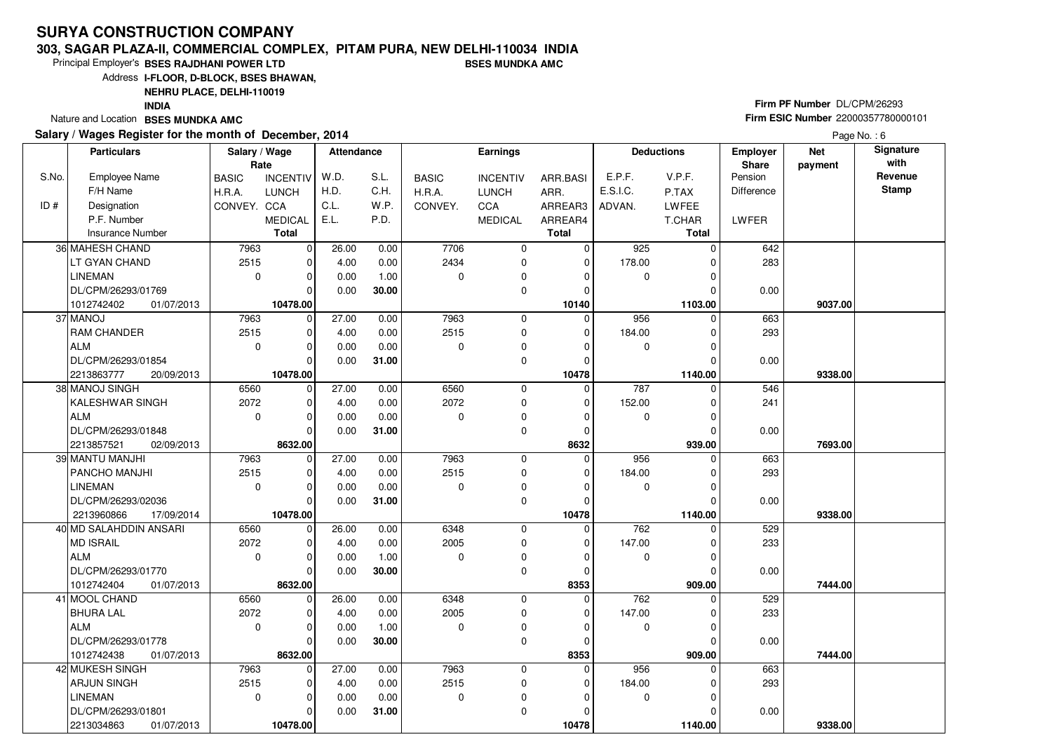# SURYA CONSTRUCTION COMPANY

**303, SAGAR PLAZA-II, COMMERCIAL COMPLEX, PITAM PURA, NEW DELHI-110034 INDIA**

Principal Employer's **BSES RAJDHANI POWER LTD** **BSES MUNDKA AMC**

Address **I-FLOOR, D-BLOCK, BSES BHAWAN, NEHRU PLACE, DELHI-110019 INDIA**

Nature and Location **BSES MUNDKA AMC**

**Firm PF Number** DL/CPM/26293

**Firm ESIC Number** 22000357780000101

**Salary / Wages Register for the month of December, 2014**

Page No. : 6

| S.No. / ID # | Employee Name / F/H Name / Designation / P.F. Number / Insurance Number | BASIC / H.R.A. / CONVEY. | INCENTIV / LUNCH / CCA / MEDICAL / Total | W.D. / H.D. / C.L. / E.L. | S.L. / C.H. / W.P. / P.D. | BASIC / H.R.A. / CONVEY. | INCENTIV / LUNCH / CCA / MEDICAL | ARR.BASI / ARR. / ARREAR3 / ARREAR4 / Total | E.P.F. / E.S.I.C. / ADVAN. | V.P.F. / P.TAX / LWFEE / T.CHAR / Total | Employer Share Pension / Difference / LWFER | Net payment | Signature with Revenue Stamp |
|---|---|---|---|---|---|---|---|---|---|---|---|---|---|
| 36 | MAHESH CHAND | 7963 | 0 | 26.00 | 0.00 | 7706 | 0 | 0 | 925 | 0 | 642 | | |
| | LT GYAN CHAND | 2515 | 0 | 4.00 | 0.00 | 2434 | 0 | 0 | 178.00 | 0 | 283 | | |
| | LINEMAN | 0 | 0 | 0.00 | 1.00 | 0 | 0 | 0 | 0 | 0 | | | |
| | DL/CPM/26293/01769 | | 0 | 0.00 | 30.00 | | 0 | 0 | | 0 | 0.00 | | |
| | 1012742402 01/07/2013 | | 10478.00 | | | | | 10140 | | 1103.00 | | 9037.00 | |
| 37 | MANOJ | 7963 | 0 | 27.00 | 0.00 | 7963 | 0 | 0 | 956 | 0 | 663 | | |
| | RAM CHANDER | 2515 | 0 | 4.00 | 0.00 | 2515 | 0 | 0 | 184.00 | 0 | 293 | | |
| | ALM | 0 | 0 | 0.00 | 0.00 | 0 | 0 | 0 | 0 | 0 | | | |
| | DL/CPM/26293/01854 | | 0 | 0.00 | 31.00 | | 0 | 0 | | 0 | 0.00 | | |
| | 2213863777 20/09/2013 | | 10478.00 | | | | | 10478 | | 1140.00 | | 9338.00 | |
| 38 | MANOJ SINGH | 6560 | 0 | 27.00 | 0.00 | 6560 | 0 | 0 | 787 | 0 | 546 | | |
| | KALESHWAR SINGH | 2072 | 0 | 4.00 | 0.00 | 2072 | 0 | 0 | 152.00 | 0 | 241 | | |
| | ALM | 0 | 0 | 0.00 | 0.00 | 0 | 0 | 0 | 0 | 0 | | | |
| | DL/CPM/26293/01848 | | 0 | 0.00 | 31.00 | | 0 | 0 | | 0 | 0.00 | | |
| | 2213857521 02/09/2013 | | 8632.00 | | | | | 8632 | | 939.00 | | 7693.00 | |
| 39 | MANTU MANJHI | 7963 | 0 | 27.00 | 0.00 | 7963 | 0 | 0 | 956 | 0 | 663 | | |
| | PANCHO MANJHI | 2515 | 0 | 4.00 | 0.00 | 2515 | 0 | 0 | 184.00 | 0 | 293 | | |
| | LINEMAN | 0 | 0 | 0.00 | 0.00 | 0 | 0 | 0 | 0 | 0 | | | |
| | DL/CPM/26293/02036 | | 0 | 0.00 | 31.00 | | 0 | 0 | | 0 | 0.00 | | |
| | 2213960866 17/09/2014 | | 10478.00 | | | | | 10478 | | 1140.00 | | 9338.00 | |
| 40 | MD SALAHDDIN ANSARI | 6560 | 0 | 26.00 | 0.00 | 6348 | 0 | 0 | 762 | 0 | 529 | | |
| | MD ISRAIL | 2072 | 0 | 4.00 | 0.00 | 2005 | 0 | 0 | 147.00 | 0 | 233 | | |
| | ALM | 0 | 0 | 0.00 | 1.00 | 0 | 0 | 0 | 0 | 0 | | | |
| | DL/CPM/26293/01770 | | 0 | 0.00 | 30.00 | | 0 | 0 | | 0 | 0.00 | | |
| | 1012742404 01/07/2013 | | 8632.00 | | | | | 8353 | | 909.00 | | 7444.00 | |
| 41 | MOOL CHAND | 6560 | 0 | 26.00 | 0.00 | 6348 | 0 | 0 | 762 | 0 | 529 | | |
| | BHURA LAL | 2072 | 0 | 4.00 | 0.00 | 2005 | 0 | 0 | 147.00 | 0 | 233 | | |
| | ALM | 0 | 0 | 0.00 | 1.00 | 0 | 0 | 0 | 0 | 0 | | | |
| | DL/CPM/26293/01778 | | 0 | 0.00 | 30.00 | | 0 | 0 | | 0 | 0.00 | | |
| | 1012742438 01/07/2013 | | 8632.00 | | | | | 8353 | | 909.00 | | 7444.00 | |
| 42 | MUKESH SINGH | 7963 | 0 | 27.00 | 0.00 | 7963 | 0 | 0 | 956 | 0 | 663 | | |
| | ARJUN SINGH | 2515 | 0 | 4.00 | 0.00 | 2515 | 0 | 0 | 184.00 | 0 | 293 | | |
| | LINEMAN | 0 | 0 | 0.00 | 0.00 | 0 | 0 | 0 | 0 | 0 | | | |
| | DL/CPM/26293/01801 | | 0 | 0.00 | 31.00 | | 0 | 0 | | 0 | 0.00 | | |
| | 2213034863 01/07/2013 | | 10478.00 | | | | | 10478 | | 1140.00 | | 9338.00 | |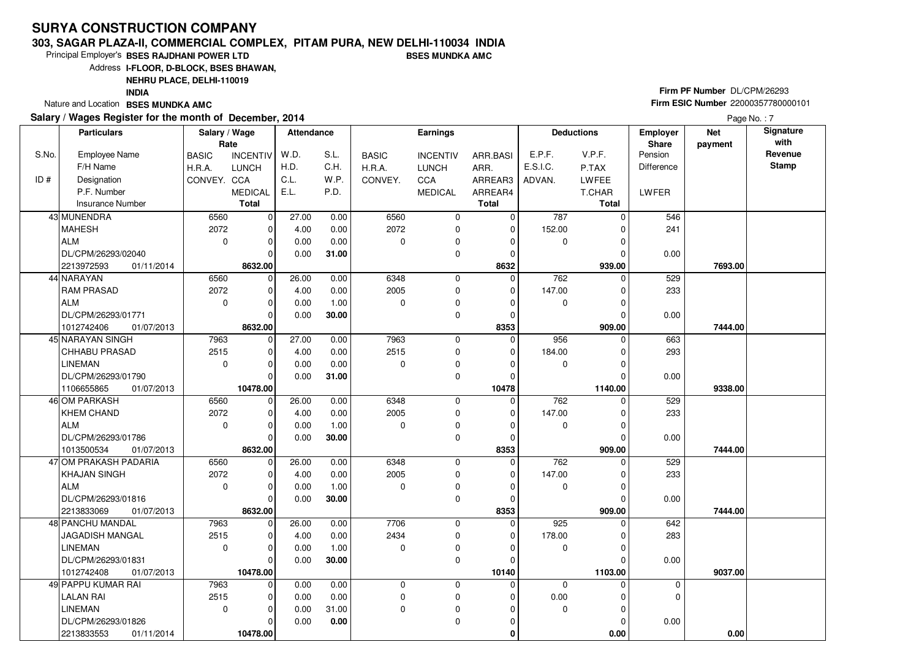# SURYA CONSTRUCTION COMPANY

**303, SAGAR PLAZA-II, COMMERCIAL COMPLEX, PITAM PURA, NEW DELHI-110034 INDIA**

Principal Employer's **BSES RAJDHANI POWER LTD** **BSES MUNDKA AMC**

Address **I-FLOOR, D-BLOCK, BSES BHAWAN, NEHRU PLACE, DELHI-110019 INDIA**

Nature and Location **BSES MUNDKA AMC**

**Firm PF Number** DL/CPM/26293

**Firm ESIC Number** 22000357780000101

**Salary / Wages Register for the month of December, 2014**

| S.No. / ID # | Employee Name / F/H Name / Designation / P.F. Number / Insurance Number | Salary / Wage Rate: BASIC / H.R.A. / CONVEY. | INCENTIV / LUNCH / CCA / MEDICAL / Total | Attendance: W.D. / H.D. / C.L. / E.L. | S.L. / C.H. / W.P. / P.D. | Earnings: BASIC / H.R.A. / CONVEY. | INCENTIV / LUNCH / CCA / MEDICAL | ARR.BASI / ARR. / ARREAR3 / ARREAR4 / Total | Deductions: E.P.F. / E.S.I.C. / ADVAN. | V.P.F. / P.TAX / LWFEE / T.CHAR / Total | Employer Share: Pension / Difference / LWFER | Net payment | Signature with Revenue Stamp |
|---|---|---|---|---|---|---|---|---|---|---|---|---|---|
| 43 | MUNENDRA / MAHESH / ALM / DL/CPM/26293/02040 / 2213972593 01/11/2014 | 6560 / 2072 / 0 | 0 / 0 / 0 / 0 / **8632.00** | 27.00 / 4.00 / 0.00 / 0.00 | 0.00 / 0.00 / 0.00 / **31.00** | 6560 / 2072 / 0 | 0 / 0 / 0 / 0 | 0 / 0 / 0 / 0 / **8632** | 787 / 152.00 / 0 | 0 / 0 / 0 / 0 / **939.00** | 546 / 241 / 0.00 | **7693.00** | |
| 44 | NARAYAN / RAM PRASAD / ALM / DL/CPM/26293/01771 / 1012742406 01/07/2013 | 6560 / 2072 / 0 | 0 / 0 / 0 / 0 / **8632.00** | 26.00 / 4.00 / 0.00 / 0.00 | 0.00 / 0.00 / 1.00 / **30.00** | 6348 / 2005 / 0 | 0 / 0 / 0 / 0 | 0 / 0 / 0 / 0 / **8353** | 762 / 147.00 / 0 | 0 / 0 / 0 / 0 / **909.00** | 529 / 233 / 0.00 | **7444.00** | |
| 45 | NARAYAN SINGH / CHHABU PRASAD / LINEMAN / DL/CPM/26293/01790 / 1106655865 01/07/2013 | 7963 / 2515 / 0 | 0 / 0 / 0 / 0 / **10478.00** | 27.00 / 4.00 / 0.00 / 0.00 | 0.00 / 0.00 / 0.00 / **31.00** | 7963 / 2515 / 0 | 0 / 0 / 0 / 0 | 0 / 0 / 0 / 0 / **10478** | 956 / 184.00 / 0 | 0 / 0 / 0 / 0 / **1140.00** | 663 / 293 / 0.00 | **9338.00** | |
| 46 | OM PARKASH / KHEM CHAND / ALM / DL/CPM/26293/01786 / 1013500534 01/07/2013 | 6560 / 2072 / 0 | 0 / 0 / 0 / 0 / **8632.00** | 26.00 / 4.00 / 0.00 / 0.00 | 0.00 / 0.00 / 1.00 / **30.00** | 6348 / 2005 / 0 | 0 / 0 / 0 / 0 | 0 / 0 / 0 / 0 / **8353** | 762 / 147.00 / 0 | 0 / 0 / 0 / 0 / **909.00** | 529 / 233 / 0.00 | **7444.00** | |
| 47 | OM PRAKASH PADARIA / KHAJAN SINGH / ALM / DL/CPM/26293/01816 / 2213833069 01/07/2013 | 6560 / 2072 / 0 | 0 / 0 / 0 / 0 / **8632.00** | 26.00 / 4.00 / 0.00 / 0.00 | 0.00 / 0.00 / 1.00 / **30.00** | 6348 / 2005 / 0 | 0 / 0 / 0 / 0 | 0 / 0 / 0 / 0 / **8353** | 762 / 147.00 / 0 | 0 / 0 / 0 / 0 / **909.00** | 529 / 233 / 0.00 | **7444.00** | |
| 48 | PANCHU MANDAL / JAGADISH MANGAL / LINEMAN / DL/CPM/26293/01831 / 1012742408 01/07/2013 | 7963 / 2515 / 0 | 0 / 0 / 0 / 0 / **10478.00** | 26.00 / 4.00 / 0.00 / 0.00 | 0.00 / 0.00 / 1.00 / **30.00** | 7706 / 2434 / 0 | 0 / 0 / 0 / 0 | 0 / 0 / 0 / 0 / **10140** | 925 / 178.00 / 0 | 0 / 0 / 0 / 0 / **1103.00** | 642 / 283 / 0.00 | **9037.00** | |
| 49 | PAPPU KUMAR RAI / LALAN RAI / LINEMAN / DL/CPM/26293/01826 / 2213833553 01/11/2014 | 7963 / 2515 / 0 | 0 / 0 / 0 / 0 / **10478.00** | 0.00 / 0.00 / 0.00 / 0.00 | 0.00 / 0.00 / 31.00 / **0.00** | 0 / 0 / 0 | 0 / 0 / 0 / 0 | 0 / 0 / 0 / 0 / **0** | 0 / 0.00 / 0 | 0 / 0 / 0 / 0 / **0.00** | 0 / 0 / 0.00 | **0.00** | |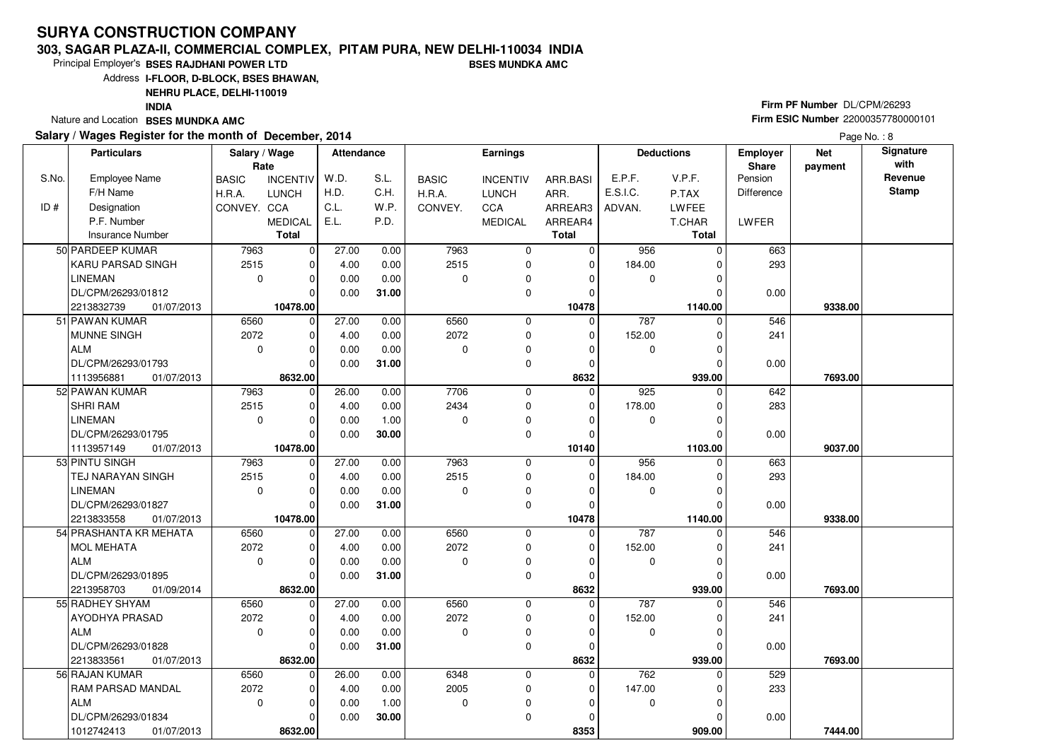# SURYA CONSTRUCTION COMPANY

**303, SAGAR PLAZA-II, COMMERCIAL COMPLEX, PITAM PURA, NEW DELHI-110034 INDIA**

Principal Employer's **BSES RAJDHANI POWER LTD** **BSES MUNDKA AMC**

Address **I-FLOOR, D-BLOCK, BSES BHAWAN, NEHRU PLACE, DELHI-110019 INDIA**

Nature and Location **BSES MUNDKA AMC**

**Firm PF Number** DL/CPM/26293
**Firm ESIC Number** 22000357780000101

**Salary / Wages Register for the month of December, 2014**

| S.No. / ID # | Particulars: Employee Name / F/H Name / Designation / P.F. Number / Insurance Number | Salary / Wage Rate: BASIC / H.R.A. / CONVEY. | Salary / Wage Rate: INCENTIV / LUNCH / CCA / MEDICAL / Total | Attendance: W.D. / H.D. / C.L. / E.L. | Attendance: S.L. / C.H. / W.P. / P.D. | Earnings: BASIC / H.R.A. / CONVEY. | Earnings: INCENTIV / LUNCH / CCA / MEDICAL | Earnings: ARR.BASI / ARR. / ARREAR3 / ARREAR4 / Total | Deductions: E.P.F. / E.S.I.C. / ADVAN. | Deductions: V.P.F. / P.TAX / LWFEE / T.CHAR / Total | Employer Share: Pension / Difference / LWFER | Net payment | Signature with Revenue Stamp |
|---|---|---|---|---|---|---|---|---|---|---|---|---|---|
| 50 | PARDEEP KUMAR | 7963 | 0 | 27.00 | 0.00 | 7963 | 0 | 0 | 956 | 0 | 663 | | |
| | KARU PARSAD SINGH | 2515 | 0 | 4.00 | 0.00 | 2515 | 0 | 0 | 184.00 | 0 | 293 | | |
| | LINEMAN | 0 | 0 | 0.00 | 0.00 | 0 | 0 | 0 | 0 | 0 | | | |
| | DL/CPM/26293/01812 | | 0 | 0.00 | 31.00 | | 0 | 0 | | 0 | 0.00 | | |
| | 2213832739 01/07/2013 | | 10478.00 | | | | | 10478 | | 1140.00 | | 9338.00 | |
| 51 | PAWAN KUMAR | 6560 | 0 | 27.00 | 0.00 | 6560 | 0 | 0 | 787 | 0 | 546 | | |
| | MUNNE SINGH | 2072 | 0 | 4.00 | 0.00 | 2072 | 0 | 0 | 152.00 | 0 | 241 | | |
| | ALM | 0 | 0 | 0.00 | 0.00 | 0 | 0 | 0 | 0 | 0 | | | |
| | DL/CPM/26293/01793 | | 0 | 0.00 | 31.00 | | 0 | 0 | | 0 | 0.00 | | |
| | 1113956881 01/07/2013 | | 8632.00 | | | | | 8632 | | 939.00 | | 7693.00 | |
| 52 | PAWAN KUMAR | 7963 | 0 | 26.00 | 0.00 | 7706 | 0 | 0 | 925 | 0 | 642 | | |
| | SHRI RAM | 2515 | 0 | 4.00 | 0.00 | 2434 | 0 | 0 | 178.00 | 0 | 283 | | |
| | LINEMAN | 0 | 0 | 0.00 | 1.00 | 0 | 0 | 0 | 0 | 0 | | | |
| | DL/CPM/26293/01795 | | 0 | 0.00 | 30.00 | | 0 | 0 | | 0 | 0.00 | | |
| | 1113957149 01/07/2013 | | 10478.00 | | | | | 10140 | | 1103.00 | | 9037.00 | |
| 53 | PINTU SINGH | 7963 | 0 | 27.00 | 0.00 | 7963 | 0 | 0 | 956 | 0 | 663 | | |
| | TEJ NARAYAN SINGH | 2515 | 0 | 4.00 | 0.00 | 2515 | 0 | 0 | 184.00 | 0 | 293 | | |
| | LINEMAN | 0 | 0 | 0.00 | 0.00 | 0 | 0 | 0 | 0 | 0 | | | |
| | DL/CPM/26293/01827 | | 0 | 0.00 | 31.00 | | 0 | 0 | | 0 | 0.00 | | |
| | 2213833558 01/07/2013 | | 10478.00 | | | | | 10478 | | 1140.00 | | 9338.00 | |
| 54 | PRASHANTA KR MEHATA | 6560 | 0 | 27.00 | 0.00 | 6560 | 0 | 0 | 787 | 0 | 546 | | |
| | MOL MEHATA | 2072 | 0 | 4.00 | 0.00 | 2072 | 0 | 0 | 152.00 | 0 | 241 | | |
| | ALM | 0 | 0 | 0.00 | 0.00 | 0 | 0 | 0 | 0 | 0 | | | |
| | DL/CPM/26293/01895 | | 0 | 0.00 | 31.00 | | 0 | 0 | | 0 | 0.00 | | |
| | 2213958703 01/09/2014 | | 8632.00 | | | | | 8632 | | 939.00 | | 7693.00 | |
| 55 | RADHEY SHYAM | 6560 | 0 | 27.00 | 0.00 | 6560 | 0 | 0 | 787 | 0 | 546 | | |
| | AYODHYA PRASAD | 2072 | 0 | 4.00 | 0.00 | 2072 | 0 | 0 | 152.00 | 0 | 241 | | |
| | ALM | 0 | 0 | 0.00 | 0.00 | 0 | 0 | 0 | 0 | 0 | | | |
| | DL/CPM/26293/01828 | | 0 | 0.00 | 31.00 | | 0 | 0 | | 0 | 0.00 | | |
| | 2213833561 01/07/2013 | | 8632.00 | | | | | 8632 | | 939.00 | | 7693.00 | |
| 56 | RAJAN KUMAR | 6560 | 0 | 26.00 | 0.00 | 6348 | 0 | 0 | 762 | 0 | 529 | | |
| | RAM PARSAD MANDAL | 2072 | 0 | 4.00 | 0.00 | 2005 | 0 | 0 | 147.00 | 0 | 233 | | |
| | ALM | 0 | 0 | 0.00 | 1.00 | 0 | 0 | 0 | 0 | 0 | | | |
| | DL/CPM/26293/01834 | | 0 | 0.00 | 30.00 | | 0 | 0 | | 0 | 0.00 | | |
| | 1012742413 01/07/2013 | | 8632.00 | | | | | 8353 | | 909.00 | | 7444.00 | |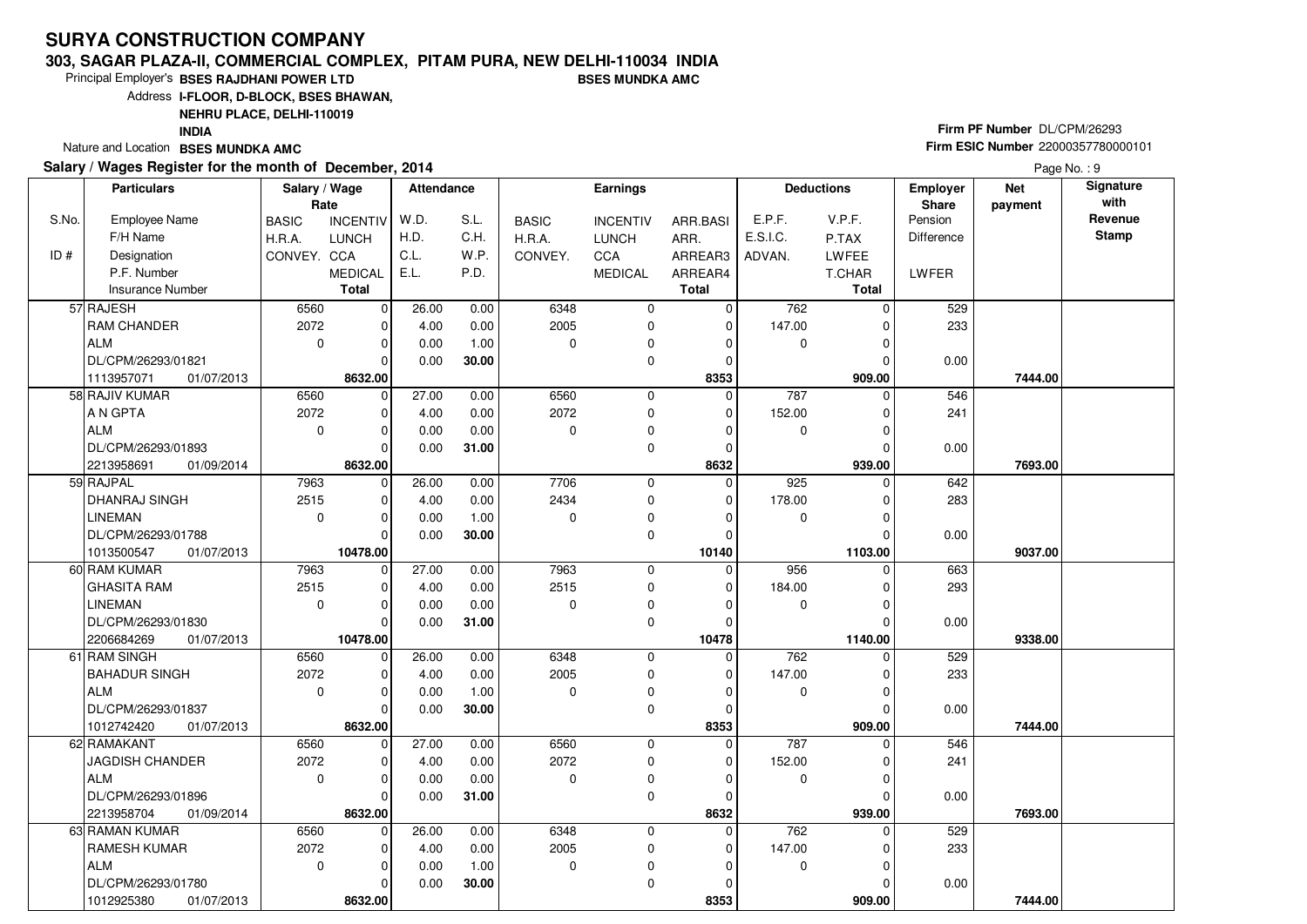# SURYA CONSTRUCTION COMPANY

**303, SAGAR PLAZA-II, COMMERCIAL COMPLEX, PITAM PURA, NEW DELHI-110034 INDIA**

Principal Employer's **BSES RAJDHANI POWER LTD** **BSES MUNDKA AMC**

Address **I-FLOOR, D-BLOCK, BSES BHAWAN, NEHRU PLACE, DELHI-110019 INDIA**

Nature and Location **BSES MUNDKA AMC**

**Firm PF Number** DL/CPM/26293

**Firm ESIC Number** 22000357780000101

**Salary / Wages Register for the month of December, 2014**

| S.No. / ID # | Particulars: Employee Name / F/H Name / Designation / P.F. Number / Insurance Number | Salary / Wage Rate: BASIC / H.R.A. / CONVEY. | Salary / Wage Rate: INCENTIV / LUNCH / CCA / MEDICAL / Total | Attendance: W.D. / H.D. / C.L. / E.L. | Attendance: S.L. / C.H. / W.P. / P.D. | Earnings: BASIC / H.R.A. / CONVEY. | Earnings: INCENTIV / LUNCH / CCA / MEDICAL | Earnings: ARR.BASI / ARR. / ARREAR3 / ARREAR4 / Total | Deductions: E.P.F. / E.S.I.C. / ADVAN. | Deductions: V.P.F. / P.TAX / LWFEE / T.CHAR / Total | Employer Share: Pension / Difference / LWFER | Net payment | Signature with Revenue Stamp |
|---|---|---|---|---|---|---|---|---|---|---|---|---|---|
| 57 | RAJESH | 6560 | 0 | 26.00 | 0.00 | 6348 | 0 | 0 | 762 | 0 | 529 | | |
| | RAM CHANDER | 2072 | 0 | 4.00 | 0.00 | 2005 | 0 | 0 | 147.00 | 0 | 233 | | |
| | ALM | 0 | 0 | 0.00 | 1.00 | 0 | 0 | 0 | 0 | 0 | | | |
| | DL/CPM/26293/01821 | | 0 | 0.00 | **30.00** | | 0 | 0 | | 0 | 0.00 | | |
| | 1113957071 01/07/2013 | | **8632.00** | | | | | **8353** | | **909.00** | | **7444.00** | |
| 58 | RAJIV KUMAR | 6560 | 0 | 27.00 | 0.00 | 6560 | 0 | 0 | 787 | 0 | 546 | | |
| | A N GPTA | 2072 | 0 | 4.00 | 0.00 | 2072 | 0 | 0 | 152.00 | 0 | 241 | | |
| | ALM | 0 | 0 | 0.00 | 0.00 | 0 | 0 | 0 | 0 | 0 | | | |
| | DL/CPM/26293/01893 | | 0 | 0.00 | **31.00** | | 0 | 0 | | 0 | 0.00 | | |
| | 2213958691 01/09/2014 | | **8632.00** | | | | | **8632** | | **939.00** | | **7693.00** | |
| 59 | RAJPAL | 7963 | 0 | 26.00 | 0.00 | 7706 | 0 | 0 | 925 | 0 | 642 | | |
| | DHANRAJ SINGH | 2515 | 0 | 4.00 | 0.00 | 2434 | 0 | 0 | 178.00 | 0 | 283 | | |
| | LINEMAN | 0 | 0 | 0.00 | 1.00 | 0 | 0 | 0 | 0 | 0 | | | |
| | DL/CPM/26293/01788 | | 0 | 0.00 | **30.00** | | 0 | 0 | | 0 | 0.00 | | |
| | 1013500547 01/07/2013 | | **10478.00** | | | | | **10140** | | **1103.00** | | **9037.00** | |
| 60 | RAM KUMAR | 7963 | 0 | 27.00 | 0.00 | 7963 | 0 | 0 | 956 | 0 | 663 | | |
| | GHASITA RAM | 2515 | 0 | 4.00 | 0.00 | 2515 | 0 | 0 | 184.00 | 0 | 293 | | |
| | LINEMAN | 0 | 0 | 0.00 | 0.00 | 0 | 0 | 0 | 0 | 0 | | | |
| | DL/CPM/26293/01830 | | 0 | 0.00 | **31.00** | | 0 | 0 | | 0 | 0.00 | | |
| | 2206684269 01/07/2013 | | **10478.00** | | | | | **10478** | | **1140.00** | | **9338.00** | |
| 61 | RAM SINGH | 6560 | 0 | 26.00 | 0.00 | 6348 | 0 | 0 | 762 | 0 | 529 | | |
| | BAHADUR SINGH | 2072 | 0 | 4.00 | 0.00 | 2005 | 0 | 0 | 147.00 | 0 | 233 | | |
| | ALM | 0 | 0 | 0.00 | 1.00 | 0 | 0 | 0 | 0 | 0 | | | |
| | DL/CPM/26293/01837 | | 0 | 0.00 | **30.00** | | 0 | 0 | | 0 | 0.00 | | |
| | 1012742420 01/07/2013 | | **8632.00** | | | | | **8353** | | **909.00** | | **7444.00** | |
| 62 | RAMAKANT | 6560 | 0 | 27.00 | 0.00 | 6560 | 0 | 0 | 787 | 0 | 546 | | |
| | JAGDISH CHANDER | 2072 | 0 | 4.00 | 0.00 | 2072 | 0 | 0 | 152.00 | 0 | 241 | | |
| | ALM | 0 | 0 | 0.00 | 0.00 | 0 | 0 | 0 | 0 | 0 | | | |
| | DL/CPM/26293/01896 | | 0 | 0.00 | **31.00** | | 0 | 0 | | 0 | 0.00 | | |
| | 2213958704 01/09/2014 | | **8632.00** | | | | | **8632** | | **939.00** | | **7693.00** | |
| 63 | RAMAN KUMAR | 6560 | 0 | 26.00 | 0.00 | 6348 | 0 | 0 | 762 | 0 | 529 | | |
| | RAMESH KUMAR | 2072 | 0 | 4.00 | 0.00 | 2005 | 0 | 0 | 147.00 | 0 | 233 | | |
| | ALM | 0 | 0 | 0.00 | 1.00 | 0 | 0 | 0 | 0 | 0 | | | |
| | DL/CPM/26293/01780 | | 0 | 0.00 | **30.00** | | 0 | 0 | | 0 | 0.00 | | |
| | 1012925380 01/07/2013 | | **8632.00** | | | | | **8353** | | **909.00** | | **7444.00** | |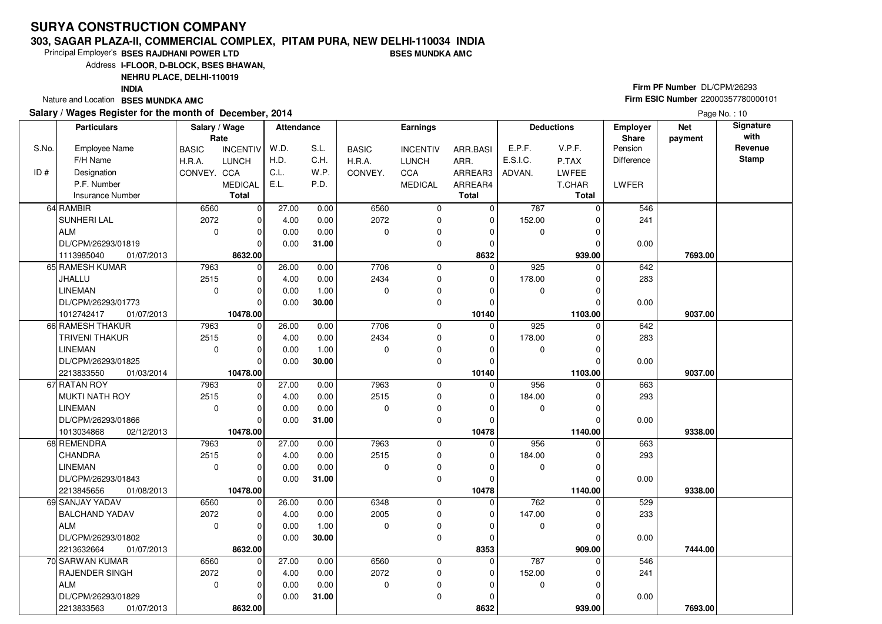# SURYA CONSTRUCTION COMPANY

**303, SAGAR PLAZA-II, COMMERCIAL COMPLEX, PITAM PURA, NEW DELHI-110034 INDIA**

Principal Employer's **BSES RAJDHANI POWER LTD** **BSES MUNDKA AMC**

Address **I-FLOOR, D-BLOCK, BSES BHAWAN, NEHRU PLACE, DELHI-110019 INDIA**

Nature and Location **BSES MUNDKA AMC**

**Firm PF Number** DL/CPM/26293

**Firm ESIC Number** 22000357780000101

**Salary / Wages Register for the month of December, 2014**

| S.No. / ID # | Employee Name / F/H Name / Designation / P.F. Number / Insurance Number | BASIC / H.R.A. / CONVEY. (Rate) | INCENTIV / LUNCH / CCA / MEDICAL / Total (Rate) | W.D. / H.D. / C.L. / E.L. | S.L. / C.H. / W.P. / P.D. | BASIC / H.R.A. / CONVEY. (Earnings) | INCENTIV / LUNCH / CCA / MEDICAL (Earnings) | ARR.BASI / ARR. / ARREAR3 / ARREAR4 / Total | E.P.F. / E.S.I.C. / ADVAN. | V.P.F. / P.TAX / LWFEE / T.CHAR / Total | Employer Share Pension / Difference / LWFER | Net payment | Signature with Revenue Stamp |
|---|---|---|---|---|---|---|---|---|---|---|---|---|---|
| 64 | RAMBIR<br>SUNHERI LAL<br>ALM<br>DL/CPM/26293/01819<br>1113985040 01/07/2013 | 6560<br>2072<br>0 | 0<br>0<br>0<br>0<br>**8632.00** | 27.00<br>4.00<br>0.00<br>0.00 | 0.00<br>0.00<br>0.00<br>**31.00** | 6560<br>2072<br>0 | 0<br>0<br>0<br>0 | 0<br>0<br>0<br>0<br>**8632** | 787<br>152.00<br>0 | 0<br>0<br>0<br>0<br>**939.00** | 546<br>241<br><br>0.00 | **7693.00** | |
| 65 | RAMESH KUMAR<br>JHALLU<br>LINEMAN<br>DL/CPM/26293/01773<br>1012742417 01/07/2013 | 7963<br>2515<br>0 | 0<br>0<br>0<br>0<br>**10478.00** | 26.00<br>4.00<br>0.00<br>0.00 | 0.00<br>0.00<br>1.00<br>**30.00** | 7706<br>2434<br>0 | 0<br>0<br>0<br>0 | 0<br>0<br>0<br>0<br>**10140** | 925<br>178.00<br>0 | 0<br>0<br>0<br>0<br>**1103.00** | 642<br>283<br><br>0.00 | **9037.00** | |
| 66 | RAMESH THAKUR<br>TRIVENI THAKUR<br>LINEMAN<br>DL/CPM/26293/01825<br>2213833550 01/03/2014 | 7963<br>2515<br>0 | 0<br>0<br>0<br>0<br>**10478.00** | 26.00<br>4.00<br>0.00<br>0.00 | 0.00<br>0.00<br>1.00<br>**30.00** | 7706<br>2434<br>0 | 0<br>0<br>0<br>0 | 0<br>0<br>0<br>0<br>**10140** | 925<br>178.00<br>0 | 0<br>0<br>0<br>0<br>**1103.00** | 642<br>283<br><br>0.00 | **9037.00** | |
| 67 | RATAN ROY<br>MUKTI NATH ROY<br>LINEMAN<br>DL/CPM/26293/01866<br>1013034868 02/12/2013 | 7963<br>2515<br>0 | 0<br>0<br>0<br>0<br>**10478.00** | 27.00<br>4.00<br>0.00<br>0.00 | 0.00<br>0.00<br>0.00<br>**31.00** | 7963<br>2515<br>0 | 0<br>0<br>0<br>0 | 0<br>0<br>0<br>0<br>**10478** | 956<br>184.00<br>0 | 0<br>0<br>0<br>0<br>**1140.00** | 663<br>293<br><br>0.00 | **9338.00** | |
| 68 | REMENDRA<br>CHANDRA<br>LINEMAN<br>DL/CPM/26293/01843<br>2213845656 01/08/2013 | 7963<br>2515<br>0 | 0<br>0<br>0<br>0<br>**10478.00** | 27.00<br>4.00<br>0.00<br>0.00 | 0.00<br>0.00<br>0.00<br>**31.00** | 7963<br>2515<br>0 | 0<br>0<br>0<br>0 | 0<br>0<br>0<br>0<br>**10478** | 956<br>184.00<br>0 | 0<br>0<br>0<br>0<br>**1140.00** | 663<br>293<br><br>0.00 | **9338.00** | |
| 69 | SANJAY YADAV<br>BALCHAND YADAV<br>ALM<br>DL/CPM/26293/01802<br>2213632664 01/07/2013 | 6560<br>2072<br>0 | 0<br>0<br>0<br>0<br>**8632.00** | 26.00<br>4.00<br>0.00<br>0.00 | 0.00<br>0.00<br>1.00<br>**30.00** | 6348<br>2005<br>0 | 0<br>0<br>0<br>0 | 0<br>0<br>0<br>0<br>**8353** | 762<br>147.00<br>0 | 0<br>0<br>0<br>0<br>**909.00** | 529<br>233<br><br>0.00 | **7444.00** | |
| 70 | SARWAN KUMAR<br>RAJENDER SINGH<br>ALM<br>DL/CPM/26293/01829<br>2213833563 01/07/2013 | 6560<br>2072<br>0 | 0<br>0<br>0<br>0<br>**8632.00** | 27.00<br>4.00<br>0.00<br>0.00 | 0.00<br>0.00<br>0.00<br>**31.00** | 6560<br>2072<br>0 | 0<br>0<br>0<br>0 | 0<br>0<br>0<br>0<br>**8632** | 787<br>152.00<br>0 | 0<br>0<br>0<br>0<br>**939.00** | 546<br>241<br><br>0.00 | **7693.00** | |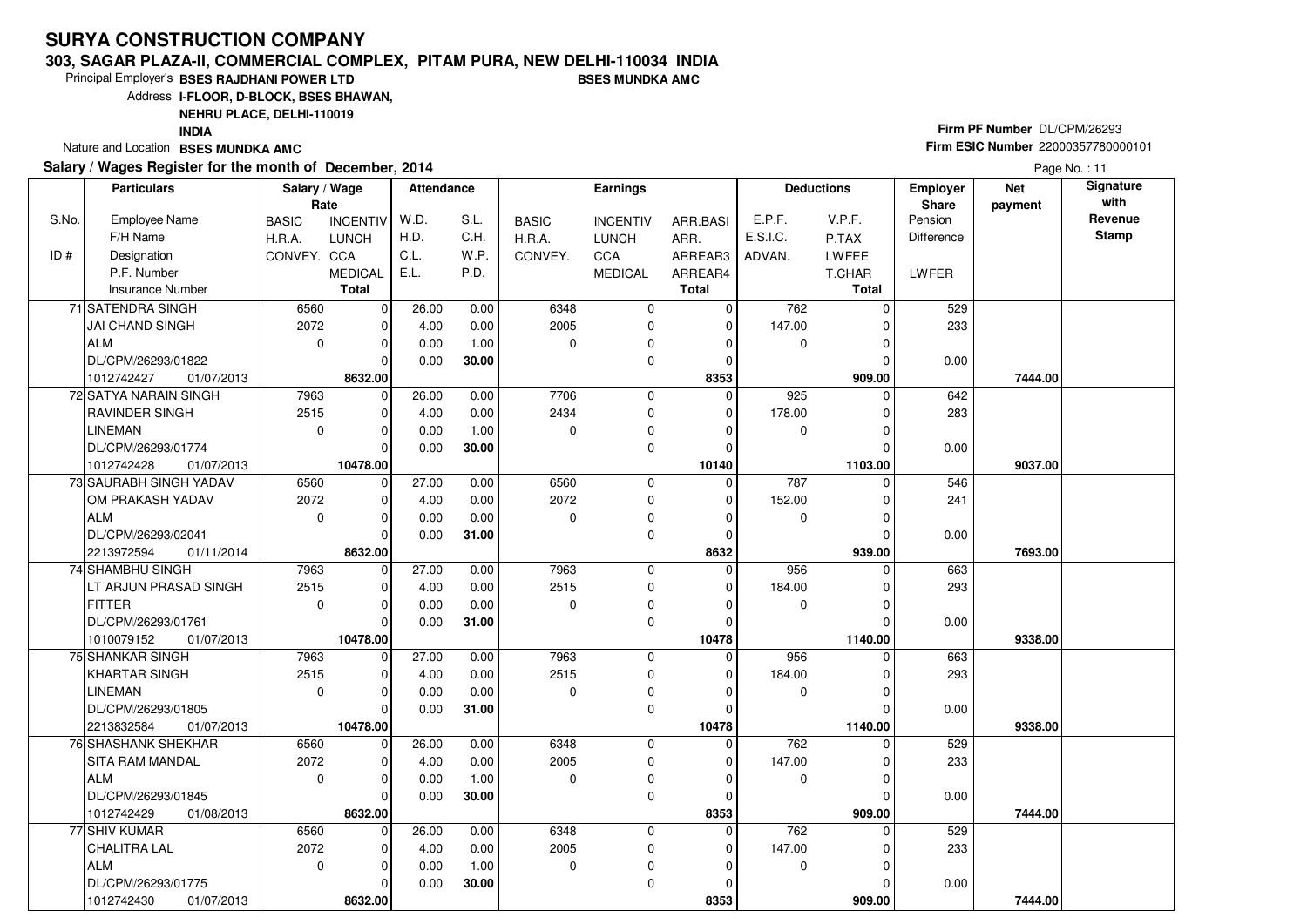# SURYA CONSTRUCTION COMPANY

**303, SAGAR PLAZA-II, COMMERCIAL COMPLEX, PITAM PURA, NEW DELHI-110034 INDIA**

Principal Employer's **BSES RAJDHANI POWER LTD** **BSES MUNDKA AMC**

Address **I-FLOOR, D-BLOCK, BSES BHAWAN, NEHRU PLACE, DELHI-110019 INDIA**

Nature and Location **BSES MUNDKA AMC**

**Firm PF Number** DL/CPM/26293

**Firm ESIC Number** 22000357780000101

**Salary / Wages Register for the month of December, 2014**

| S.No. / ID # | Particulars: Employee Name / F/H Name / Designation / P.F. Number / Insurance Number | Salary / Wage Rate: BASIC / H.R.A. / CONVEY. | INCENTIV / LUNCH / CCA / MEDICAL / Total | Attendance: W.D. / H.D. / C.L. / E.L. | S.L. / C.H. / W.P. / P.D. | Earnings: BASIC / H.R.A. / CONVEY. | INCENTIV / LUNCH / CCA / MEDICAL | ARR.BASI / ARR. / ARREAR3 / ARREAR4 / Total | Deductions: E.P.F. / E.S.I.C. / ADVAN. | V.P.F. / P.TAX / LWFEE / T.CHAR / Total | Employer Share: Pension / Difference / LWFER | Net payment | Signature with Revenue Stamp |
|---|---|---|---|---|---|---|---|---|---|---|---|---|---|
| 71 | SATENDRA SINGH | 6560 | 0 | 26.00 | 0.00 | 6348 | 0 | 0 | 762 | 0 | 529 | | |
| | JAI CHAND SINGH | 2072 | 0 | 4.00 | 0.00 | 2005 | 0 | 0 | 147.00 | 0 | 233 | | |
| | ALM | 0 | 0 | 0.00 | 1.00 | 0 | 0 | 0 | 0 | 0 | | | |
| | DL/CPM/26293/01822 | | 0 | 0.00 | **30.00** | | 0 | 0 | | 0 | 0.00 | | |
| | 1012742427 01/07/2013 | | **8632.00** | | | | | **8353** | | **909.00** | | **7444.00** | |
| 72 | SATYA NARAIN SINGH | 7963 | 0 | 26.00 | 0.00 | 7706 | 0 | 0 | 925 | 0 | 642 | | |
| | RAVINDER SINGH | 2515 | 0 | 4.00 | 0.00 | 2434 | 0 | 0 | 178.00 | 0 | 283 | | |
| | LINEMAN | 0 | 0 | 0.00 | 1.00 | 0 | 0 | 0 | 0 | 0 | | | |
| | DL/CPM/26293/01774 | | 0 | 0.00 | **30.00** | | 0 | 0 | | 0 | 0.00 | | |
| | 1012742428 01/07/2013 | | **10478.00** | | | | | **10140** | | **1103.00** | | **9037.00** | |
| 73 | SAURABH SINGH YADAV | 6560 | 0 | 27.00 | 0.00 | 6560 | 0 | 0 | 787 | 0 | 546 | | |
| | OM PRAKASH YADAV | 2072 | 0 | 4.00 | 0.00 | 2072 | 0 | 0 | 152.00 | 0 | 241 | | |
| | ALM | 0 | 0 | 0.00 | 0.00 | 0 | 0 | 0 | 0 | 0 | | | |
| | DL/CPM/26293/02041 | | 0 | 0.00 | **31.00** | | 0 | 0 | | 0 | 0.00 | | |
| | 2213972594 01/11/2014 | | **8632.00** | | | | | **8632** | | **939.00** | | **7693.00** | |
| 74 | SHAMBHU SINGH | 7963 | 0 | 27.00 | 0.00 | 7963 | 0 | 0 | 956 | 0 | 663 | | |
| | LT ARJUN PRASAD SINGH | 2515 | 0 | 4.00 | 0.00 | 2515 | 0 | 0 | 184.00 | 0 | 293 | | |
| | FITTER | 0 | 0 | 0.00 | 0.00 | 0 | 0 | 0 | 0 | 0 | | | |
| | DL/CPM/26293/01761 | | 0 | 0.00 | **31.00** | | 0 | 0 | | 0 | 0.00 | | |
| | 1010079152 01/07/2013 | | **10478.00** | | | | | **10478** | | **1140.00** | | **9338.00** | |
| 75 | SHANKAR SINGH | 7963 | 0 | 27.00 | 0.00 | 7963 | 0 | 0 | 956 | 0 | 663 | | |
| | KHARTAR SINGH | 2515 | 0 | 4.00 | 0.00 | 2515 | 0 | 0 | 184.00 | 0 | 293 | | |
| | LINEMAN | 0 | 0 | 0.00 | 0.00 | 0 | 0 | 0 | 0 | 0 | | | |
| | DL/CPM/26293/01805 | | 0 | 0.00 | **31.00** | | 0 | 0 | | 0 | 0.00 | | |
| | 2213832584 01/07/2013 | | **10478.00** | | | | | **10478** | | **1140.00** | | **9338.00** | |
| 76 | SHASHANK SHEKHAR | 6560 | 0 | 26.00 | 0.00 | 6348 | 0 | 0 | 762 | 0 | 529 | | |
| | SITA RAM MANDAL | 2072 | 0 | 4.00 | 0.00 | 2005 | 0 | 0 | 147.00 | 0 | 233 | | |
| | ALM | 0 | 0 | 0.00 | 1.00 | 0 | 0 | 0 | 0 | 0 | | | |
| | DL/CPM/26293/01845 | | 0 | 0.00 | **30.00** | | 0 | 0 | | 0 | 0.00 | | |
| | 1012742429 01/08/2013 | | **8632.00** | | | | | **8353** | | **909.00** | | **7444.00** | |
| 77 | SHIV KUMAR | 6560 | 0 | 26.00 | 0.00 | 6348 | 0 | 0 | 762 | 0 | 529 | | |
| | CHALITRA LAL | 2072 | 0 | 4.00 | 0.00 | 2005 | 0 | 0 | 147.00 | 0 | 233 | | |
| | ALM | 0 | 0 | 0.00 | 1.00 | 0 | 0 | 0 | 0 | 0 | | | |
| | DL/CPM/26293/01775 | | 0 | 0.00 | **30.00** | | 0 | 0 | | 0 | 0.00 | | |
| | 1012742430 01/07/2013 | | **8632.00** | | | | | **8353** | | **909.00** | | **7444.00** | |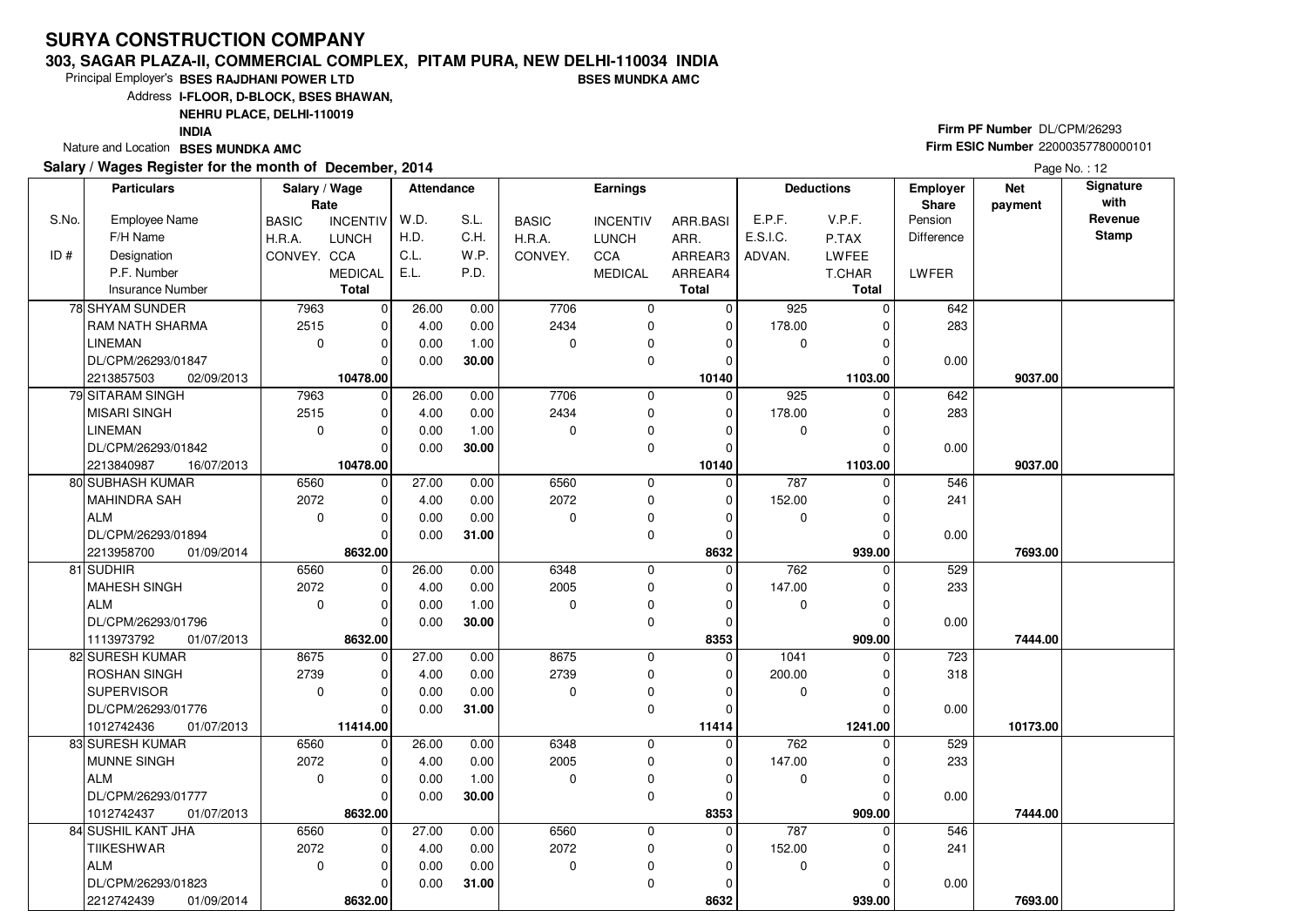# SURYA CONSTRUCTION COMPANY

**303, SAGAR PLAZA-II, COMMERCIAL COMPLEX, PITAM PURA, NEW DELHI-110034 INDIA**

Principal Employer's **BSES RAJDHANI POWER LTD** **BSES MUNDKA AMC**

Address **I-FLOOR, D-BLOCK, BSES BHAWAN, NEHRU PLACE, DELHI-110019 INDIA**

Nature and Location **BSES MUNDKA AMC**

**Firm PF Number** DL/CPM/26293

**Firm ESIC Number** 22000357780000101

**Salary / Wages Register for the month of December, 2014**

| S.No. / ID # | Employee Name / F/H Name / Designation / P.F. Number / Insurance Number | BASIC / H.R.A. / CONVEY. | INCENTIV / LUNCH / CCA / MEDICAL / Total | W.D. / H.D. / C.L. / E.L. | S.L. / C.H. / W.P. / P.D. | BASIC / H.R.A. / CONVEY. | INCENTIV / LUNCH / CCA / MEDICAL | ARR.BASI / ARR. / ARREAR3 / ARREAR4 / Total | E.P.F. / E.S.I.C. / ADVAN. | V.P.F. / P.TAX / LWFEE / T.CHAR / Total | Employer Share Pension / Difference / LWFER | Net payment | Signature with Revenue Stamp |
|---|---|---|---|---|---|---|---|---|---|---|---|---|---|
| 78 | SHYAM SUNDER<br>RAM NATH SHARMA<br>LINEMAN<br>DL/CPM/26293/01847<br>2213857503 02/09/2013 | 7963<br>2515<br>0 | 0<br>0<br>0<br>0<br>10478.00 | 26.00<br>4.00<br>0.00<br>0.00 | 0.00<br>0.00<br>1.00<br>30.00 | 7706<br>2434<br>0 | 0<br>0<br>0<br>0 | 0<br>0<br>0<br>0<br>10140 | 925<br>178.00<br>0 | 0<br>0<br>0<br>0<br>1103.00 | 642<br>283<br><br>0.00 | 9037.00 | |
| 79 | SITARAM SINGH<br>MISARI SINGH<br>LINEMAN<br>DL/CPM/26293/01842<br>2213840987 16/07/2013 | 7963<br>2515<br>0 | 0<br>0<br>0<br>0<br>10478.00 | 26.00<br>4.00<br>0.00<br>0.00 | 0.00<br>0.00<br>1.00<br>30.00 | 7706<br>2434<br>0 | 0<br>0<br>0<br>0 | 0<br>0<br>0<br>0<br>10140 | 925<br>178.00<br>0 | 0<br>0<br>0<br>0<br>1103.00 | 642<br>283<br><br>0.00 | 9037.00 | |
| 80 | SUBHASH KUMAR<br>MAHINDRA SAH<br>ALM<br>DL/CPM/26293/01894<br>2213958700 01/09/2014 | 6560<br>2072<br>0 | 0<br>0<br>0<br>0<br>8632.00 | 27.00<br>4.00<br>0.00<br>0.00 | 0.00<br>0.00<br>0.00<br>31.00 | 6560<br>2072<br>0 | 0<br>0<br>0<br>0 | 0<br>0<br>0<br>0<br>8632 | 787<br>152.00<br>0 | 0<br>0<br>0<br>0<br>939.00 | 546<br>241<br><br>0.00 | 7693.00 | |
| 81 | SUDHIR<br>MAHESH SINGH<br>ALM<br>DL/CPM/26293/01796<br>1113973792 01/07/2013 | 6560<br>2072<br>0 | 0<br>0<br>0<br>0<br>8632.00 | 26.00<br>4.00<br>0.00<br>0.00 | 0.00<br>0.00<br>1.00<br>30.00 | 6348<br>2005<br>0 | 0<br>0<br>0<br>0 | 0<br>0<br>0<br>0<br>8353 | 762<br>147.00<br>0 | 0<br>0<br>0<br>0<br>909.00 | 529<br>233<br><br>0.00 | 7444.00 | |
| 82 | SURESH KUMAR<br>ROSHAN SINGH<br>SUPERVISOR<br>DL/CPM/26293/01776<br>1012742436 01/07/2013 | 8675<br>2739<br>0 | 0<br>0<br>0<br>0<br>11414.00 | 27.00<br>4.00<br>0.00<br>0.00 | 0.00<br>0.00<br>0.00<br>31.00 | 8675<br>2739<br>0 | 0<br>0<br>0<br>0 | 0<br>0<br>0<br>0<br>11414 | 1041<br>200.00<br>0 | 0<br>0<br>0<br>0<br>1241.00 | 723<br>318<br><br>0.00 | 10173.00 | |
| 83 | SURESH KUMAR<br>MUNNE SINGH<br>ALM<br>DL/CPM/26293/01777<br>1012742437 01/07/2013 | 6560<br>2072<br>0 | 0<br>0<br>0<br>0<br>8632.00 | 26.00<br>4.00<br>0.00<br>0.00 | 0.00<br>0.00<br>1.00<br>30.00 | 6348<br>2005<br>0 | 0<br>0<br>0<br>0 | 0<br>0<br>0<br>0<br>8353 | 762<br>147.00<br>0 | 0<br>0<br>0<br>0<br>909.00 | 529<br>233<br><br>0.00 | 7444.00 | |
| 84 | SUSHIL KANT JHA<br>TIIKESHWAR<br>ALM<br>DL/CPM/26293/01823<br>2212742439 01/09/2014 | 6560<br>2072<br>0 | 0<br>0<br>0<br>0<br>8632.00 | 27.00<br>4.00<br>0.00<br>0.00 | 0.00<br>0.00<br>0.00<br>31.00 | 6560<br>2072<br>0 | 0<br>0<br>0<br>0 | 0<br>0<br>0<br>0<br>8632 | 787<br>152.00<br>0 | 0<br>0<br>0<br>0<br>939.00 | 546<br>241<br><br>0.00 | 7693.00 | |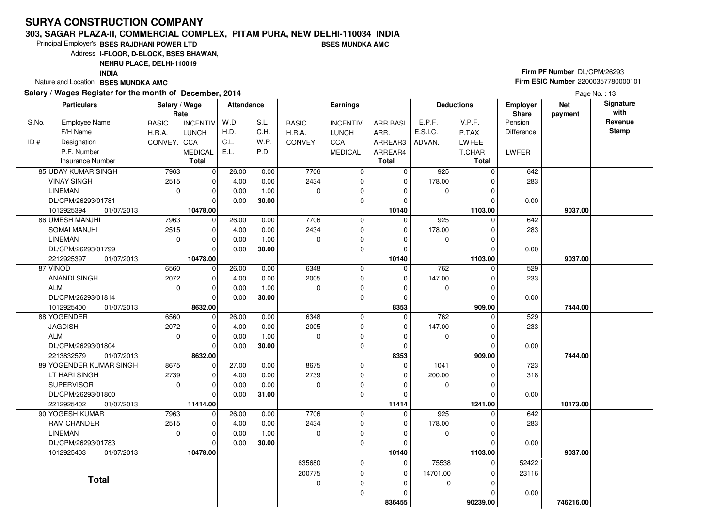# SURYA CONSTRUCTION COMPANY

**303, SAGAR PLAZA-II, COMMERCIAL COMPLEX, PITAM PURA, NEW DELHI-110034 INDIA**

Principal Employer's **BSES RAJDHANI POWER LTD** **BSES MUNDKA AMC**

Address **I-FLOOR, D-BLOCK, BSES BHAWAN, NEHRU PLACE, DELHI-110019 INDIA**

Nature and Location **BSES MUNDKA AMC**

**Firm PF Number** DL/CPM/26293

**Firm ESIC Number** 22000357780000101

**Salary / Wages Register for the month of December, 2014**

| S.No. / ID # | Particulars: Employee Name / F/H Name / Designation / P.F. Number / Insurance Number | Salary / Wage Rate: BASIC / H.R.A. / CONVEY. | Salary / Wage Rate: INCENTIV / LUNCH / CCA / MEDICAL / Total | Attendance: W.D. / H.D. / C.L. / E.L. | Attendance: S.L. / C.H. / W.P. / P.D. | Earnings: BASIC / H.R.A. / CONVEY. | Earnings: INCENTIV / LUNCH / CCA / MEDICAL | Earnings: ARR.BASI / ARR. / ARREAR3 / ARREAR4 / Total | Deductions: E.P.F. / E.S.I.C. / ADVAN. | Deductions: V.P.F. / P.TAX / LWFEE / T.CHAR / Total | Employer Share: Pension / Difference / LWFER | Net payment | Signature with Revenue Stamp |
|---|---|---|---|---|---|---|---|---|---|---|---|---|---|
| 85 | UDAY KUMAR SINGH<br>VINAY SINGH<br>LINEMAN<br>DL/CPM/26293/01781<br>1012925394 01/07/2013 | 7963<br>2515<br>0 | 0<br>0<br>0<br>0<br>**10478.00** | 26.00<br>4.00<br>0.00<br>0.00 | 0.00<br>0.00<br>1.00<br>**30.00** | 7706<br>2434<br>0 | 0<br>0<br>0<br>0 | 0<br>0<br>0<br>0<br>**10140** | 925<br>178.00<br>0 | 0<br>0<br>0<br>0<br>**1103.00** | 642<br>283<br>0.00 | **9037.00** | |
| 86 | UMESH MANJHI<br>SOMAI MANJHI<br>LINEMAN<br>DL/CPM/26293/01799<br>2212925397 01/07/2013 | 7963<br>2515<br>0 | 0<br>0<br>0<br>0<br>**10478.00** | 26.00<br>4.00<br>0.00<br>0.00 | 0.00<br>0.00<br>1.00<br>**30.00** | 7706<br>2434<br>0 | 0<br>0<br>0<br>0 | 0<br>0<br>0<br>0<br>**10140** | 925<br>178.00<br>0 | 0<br>0<br>0<br>0<br>**1103.00** | 642<br>283<br>0.00 | **9037.00** | |
| 87 | VINOD<br>ANANDI SINGH<br>ALM<br>DL/CPM/26293/01814<br>1012925400 01/07/2013 | 6560<br>2072<br>0 | 0<br>0<br>0<br>0<br>**8632.00** | 26.00<br>4.00<br>0.00<br>0.00 | 0.00<br>0.00<br>1.00<br>**30.00** | 6348<br>2005<br>0 | 0<br>0<br>0<br>0 | 0<br>0<br>0<br>0<br>**8353** | 762<br>147.00<br>0 | 0<br>0<br>0<br>0<br>**909.00** | 529<br>233<br>0.00 | **7444.00** | |
| 88 | YOGENDER<br>JAGDISH<br>ALM<br>DL/CPM/26293/01804<br>2213832579 01/07/2013 | 6560<br>2072<br>0 | 0<br>0<br>0<br>0<br>**8632.00** | 26.00<br>4.00<br>0.00<br>0.00 | 0.00<br>0.00<br>1.00<br>**30.00** | 6348<br>2005<br>0 | 0<br>0<br>0<br>0 | 0<br>0<br>0<br>0<br>**8353** | 762<br>147.00<br>0 | 0<br>0<br>0<br>0<br>**909.00** | 529<br>233<br>0.00 | **7444.00** | |
| 89 | YOGENDER KUMAR SINGH<br>LT HARI SINGH<br>SUPERVISOR<br>DL/CPM/26293/01800<br>2212925402 01/07/2013 | 8675<br>2739<br>0 | 0<br>0<br>0<br>0<br>**11414.00** | 27.00<br>4.00<br>0.00<br>0.00 | 0.00<br>0.00<br>0.00<br>**31.00** | 8675<br>2739<br>0 | 0<br>0<br>0<br>0 | 0<br>0<br>0<br>0<br>**11414** | 1041<br>200.00<br>0 | 0<br>0<br>0<br>0<br>**1241.00** | 723<br>318<br>0.00 | **10173.00** | |
| 90 | YOGESH KUMAR<br>RAM CHANDER<br>LINEMAN<br>DL/CPM/26293/01783<br>1012925403 01/07/2013 | 7963<br>2515<br>0 | 0<br>0<br>0<br>0<br>**10478.00** | 26.00<br>4.00<br>0.00<br>0.00 | 0.00<br>0.00<br>1.00<br>**30.00** | 7706<br>2434<br>0 | 0<br>0<br>0<br>0 | 0<br>0<br>0<br>0<br>**10140** | 925<br>178.00<br>0 | 0<br>0<br>0<br>0<br>**1103.00** | 642<br>283<br>0.00 | **9037.00** | |
| | **Total** | | | | | 635680<br>200775<br>0 | 0<br>0<br>0<br>0 | 0<br>0<br>0<br>0<br>**836455** | 75538<br>14701.00<br>0 | 0<br>0<br>0<br>0<br>**90239.00** | 52422<br>23116<br>0.00 | **746216.00** | |